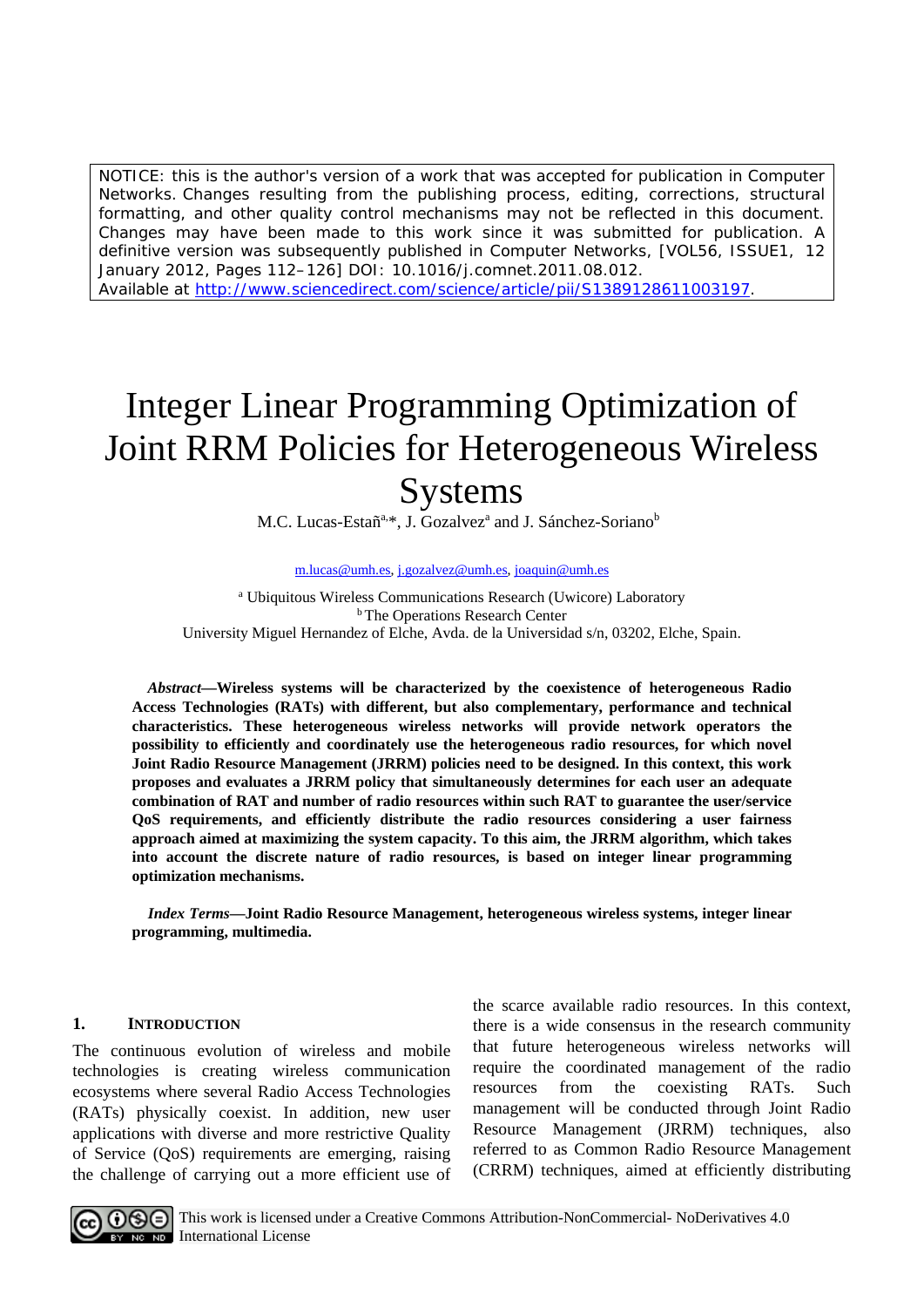NOTICE: this is the author's version of a work that was accepted for publication in Computer Networks. Changes resulting from the publishing process, editing, corrections, structural formatting, and other quality control mechanisms may not be reflected in this document. Changes may have been made to this work since it was submitted for publication. A definitive version was subsequently published in Computer Networks, [VOL56, ISSUE1, 12 January 2012, Pages 112–126] DOI: 10.1016/j.comnet.2011.08.012.
Available at http://www.sciencedirect.com/science/article/pii/S1389128611003197.

# Integer Linear Programming Optimization of Joint RRM Policies for Heterogeneous Wireless Systems

M.C. Lucas-Estañ[a,*], J. Gozalvez[a] and J. Sánchez-Soriano[b]

m.lucas@umh.es, j.gozalvez@umh.es, joaquin@umh.es

[a] Ubiquitous Wireless Communications Research (Uwicore) Laboratory
[b] The Operations Research Center
University Miguel Hernandez of Elche, Avda. de la Universidad s/n, 03202, Elche, Spain.

***Abstract*—Wireless systems will be characterized by the coexistence of heterogeneous Radio Access Technologies (RATs) with different, but also complementary, performance and technical characteristics. These heterogeneous wireless networks will provide network operators the possibility to efficiently and coordinately use the heterogeneous radio resources, for which novel Joint Radio Resource Management (JRRM) policies need to be designed. In this context, this work proposes and evaluates a JRRM policy that simultaneously determines for each user an adequate combination of RAT and number of radio resources within such RAT to guarantee the user/service QoS requirements, and efficiently distribute the radio resources considering a user fairness approach aimed at maximizing the system capacity. To this aim, the JRRM algorithm, which takes into account the discrete nature of radio resources, is based on integer linear programming optimization mechanisms.**

***Index Terms*—Joint Radio Resource Management, heterogeneous wireless systems, integer linear programming, multimedia.**

## 1. Introduction

The continuous evolution of wireless and mobile technologies is creating wireless communication ecosystems where several Radio Access Technologies (RATs) physically coexist. In addition, new user applications with diverse and more restrictive Quality of Service (QoS) requirements are emerging, raising the challenge of carrying out a more efficient use of the scarce available radio resources. In this context, there is a wide consensus in the research community that future heterogeneous wireless networks will require the coordinated management of the radio resources from the coexisting RATs. Such management will be conducted through Joint Radio Resource Management (JRRM) techniques, also referred to as Common Radio Resource Management (CRRM) techniques, aimed at efficiently distributing

This work is licensed under a Creative Commons Attribution-NonCommercial- NoDerivatives 4.0 International License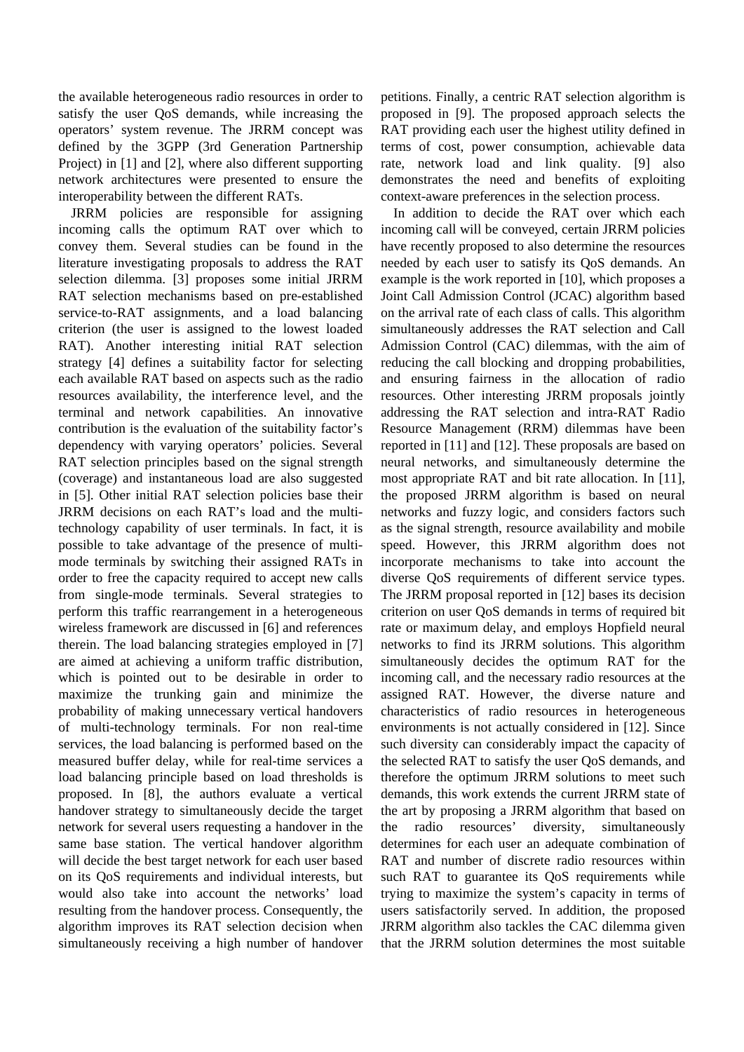the available heterogeneous radio resources in order to satisfy the user QoS demands, while increasing the operators' system revenue. The JRRM concept was defined by the 3GPP (3rd Generation Partnership Project) in [1] and [2], where also different supporting network architectures were presented to ensure the interoperability between the different RATs.

JRRM policies are responsible for assigning incoming calls the optimum RAT over which to convey them. Several studies can be found in the literature investigating proposals to address the RAT selection dilemma. [3] proposes some initial JRRM RAT selection mechanisms based on pre-established service-to-RAT assignments, and a load balancing criterion (the user is assigned to the lowest loaded RAT). Another interesting initial RAT selection strategy [4] defines a suitability factor for selecting each available RAT based on aspects such as the radio resources availability, the interference level, and the terminal and network capabilities. An innovative contribution is the evaluation of the suitability factor's dependency with varying operators' policies. Several RAT selection principles based on the signal strength (coverage) and instantaneous load are also suggested in [5]. Other initial RAT selection policies base their JRRM decisions on each RAT's load and the multi-technology capability of user terminals. In fact, it is possible to take advantage of the presence of multi-mode terminals by switching their assigned RATs in order to free the capacity required to accept new calls from single-mode terminals. Several strategies to perform this traffic rearrangement in a heterogeneous wireless framework are discussed in [6] and references therein. The load balancing strategies employed in [7] are aimed at achieving a uniform traffic distribution, which is pointed out to be desirable in order to maximize the trunking gain and minimize the probability of making unnecessary vertical handovers of multi-technology terminals. For non real-time services, the load balancing is performed based on the measured buffer delay, while for real-time services a load balancing principle based on load thresholds is proposed. In [8], the authors evaluate a vertical handover strategy to simultaneously decide the target network for several users requesting a handover in the same base station. The vertical handover algorithm will decide the best target network for each user based on its QoS requirements and individual interests, but would also take into account the networks' load resulting from the handover process. Consequently, the algorithm improves its RAT selection decision when simultaneously receiving a high number of handover petitions. Finally, a centric RAT selection algorithm is proposed in [9]. The proposed approach selects the RAT providing each user the highest utility defined in terms of cost, power consumption, achievable data rate, network load and link quality. [9] also demonstrates the need and benefits of exploiting context-aware preferences in the selection process.

In addition to decide the RAT over which each incoming call will be conveyed, certain JRRM policies have recently proposed to also determine the resources needed by each user to satisfy its QoS demands. An example is the work reported in [10], which proposes a Joint Call Admission Control (JCAC) algorithm based on the arrival rate of each class of calls. This algorithm simultaneously addresses the RAT selection and Call Admission Control (CAC) dilemmas, with the aim of reducing the call blocking and dropping probabilities, and ensuring fairness in the allocation of radio resources. Other interesting JRRM proposals jointly addressing the RAT selection and intra-RAT Radio Resource Management (RRM) dilemmas have been reported in [11] and [12]. These proposals are based on neural networks, and simultaneously determine the most appropriate RAT and bit rate allocation. In [11], the proposed JRRM algorithm is based on neural networks and fuzzy logic, and considers factors such as the signal strength, resource availability and mobile speed. However, this JRRM algorithm does not incorporate mechanisms to take into account the diverse QoS requirements of different service types. The JRRM proposal reported in [12] bases its decision criterion on user QoS demands in terms of required bit rate or maximum delay, and employs Hopfield neural networks to find its JRRM solutions. This algorithm simultaneously decides the optimum RAT for the incoming call, and the necessary radio resources at the assigned RAT. However, the diverse nature and characteristics of radio resources in heterogeneous environments is not actually considered in [12]. Since such diversity can considerably impact the capacity of the selected RAT to satisfy the user QoS demands, and therefore the optimum JRRM solutions to meet such demands, this work extends the current JRRM state of the art by proposing a JRRM algorithm that based on the radio resources' diversity, simultaneously determines for each user an adequate combination of RAT and number of discrete radio resources within such RAT to guarantee its QoS requirements while trying to maximize the system's capacity in terms of users satisfactorily served. In addition, the proposed JRRM algorithm also tackles the CAC dilemma given that the JRRM solution determines the most suitable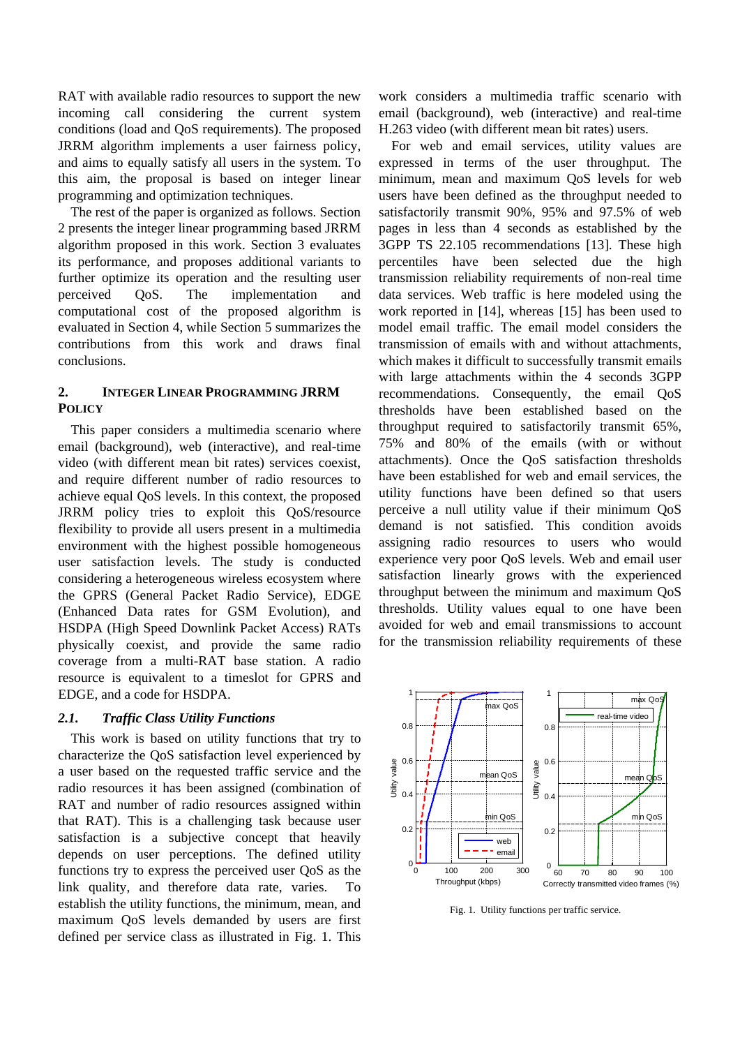RAT with available radio resources to support the new incoming call considering the current system conditions (load and QoS requirements). The proposed JRRM algorithm implements a user fairness policy, and aims to equally satisfy all users in the system. To this aim, the proposal is based on integer linear programming and optimization techniques.

The rest of the paper is organized as follows. Section 2 presents the integer linear programming based JRRM algorithm proposed in this work. Section 3 evaluates its performance, and proposes additional variants to further optimize its operation and the resulting user perceived QoS. The implementation and computational cost of the proposed algorithm is evaluated in Section 4, while Section 5 summarizes the contributions from this work and draws final conclusions.

## 2. INTEGER LINEAR PROGRAMMING JRRM POLICY

This paper considers a multimedia scenario where email (background), web (interactive), and real-time video (with different mean bit rates) services coexist, and require different number of radio resources to achieve equal QoS levels. In this context, the proposed JRRM policy tries to exploit this QoS/resource flexibility to provide all users present in a multimedia environment with the highest possible homogeneous user satisfaction levels. The study is conducted considering a heterogeneous wireless ecosystem where the GPRS (General Packet Radio Service), EDGE (Enhanced Data rates for GSM Evolution), and HSDPA (High Speed Downlink Packet Access) RATs physically coexist, and provide the same radio coverage from a multi-RAT base station. A radio resource is equivalent to a timeslot for GPRS and EDGE, and a code for HSDPA.

### *2.1. Traffic Class Utility Functions*

This work is based on utility functions that try to characterize the QoS satisfaction level experienced by a user based on the requested traffic service and the radio resources it has been assigned (combination of RAT and number of radio resources assigned within that RAT). This is a challenging task because user satisfaction is a subjective concept that heavily depends on user perceptions. The defined utility functions try to express the perceived user QoS as the link quality, and therefore data rate, varies. To establish the utility functions, the minimum, mean, and maximum QoS levels demanded by users are first defined per service class as illustrated in Fig. 1. This work considers a multimedia traffic scenario with email (background), web (interactive) and real-time H.263 video (with different mean bit rates) users.

For web and email services, utility values are expressed in terms of the user throughput. The minimum, mean and maximum QoS levels for web users have been defined as the throughput needed to satisfactorily transmit 90%, 95% and 97.5% of web pages in less than 4 seconds as established by the 3GPP TS 22.105 recommendations [13]. These high percentiles have been selected due the high transmission reliability requirements of non-real time data services. Web traffic is here modeled using the work reported in [14], whereas [15] has been used to model email traffic. The email model considers the transmission of emails with and without attachments, which makes it difficult to successfully transmit emails with large attachments within the 4 seconds 3GPP recommendations. Consequently, the email QoS thresholds have been established based on the throughput required to satisfactorily transmit 65%, 75% and 80% of the emails (with or without attachments). Once the QoS satisfaction thresholds have been established for web and email services, the utility functions have been defined so that users perceive a null utility value if their minimum QoS demand is not satisfied. This condition avoids assigning radio resources to users who would experience very poor QoS levels. Web and email user satisfaction linearly grows with the experienced throughput between the minimum and maximum QoS thresholds. Utility values equal to one have been avoided for web and email transmissions to account for the transmission reliability requirements of these

Utility value
Throughput (kbps)
0 100 200 300
0 0.2 0.4 0.6 0.8 1
max QoS
mean QoS
min QoS
web
email

Utility value
Correctly transmitted video frames (%)
60 70 80 90 100
0 0.2 0.4 0.6 0.8 1
max QoS
real-time video
mean QoS
min QoS

Fig. 1. Utility functions per traffic service.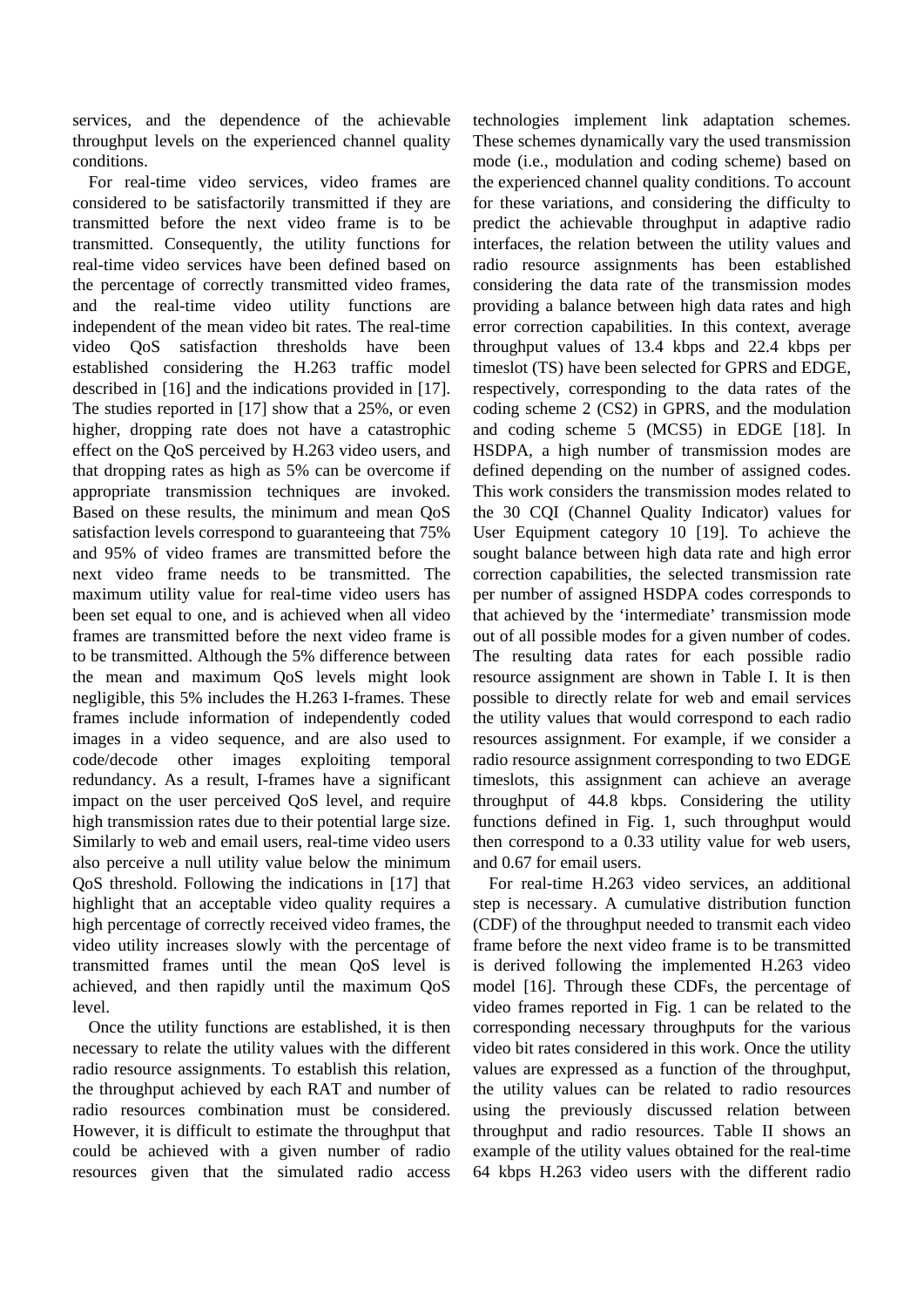services, and the dependence of the achievable throughput levels on the experienced channel quality conditions.

For real-time video services, video frames are considered to be satisfactorily transmitted if they are transmitted before the next video frame is to be transmitted. Consequently, the utility functions for real-time video services have been defined based on the percentage of correctly transmitted video frames, and the real-time video utility functions are independent of the mean video bit rates. The real-time video QoS satisfaction thresholds have been established considering the H.263 traffic model described in [16] and the indications provided in [17]. The studies reported in [17] show that a 25%, or even higher, dropping rate does not have a catastrophic effect on the QoS perceived by H.263 video users, and that dropping rates as high as 5% can be overcome if appropriate transmission techniques are invoked. Based on these results, the minimum and mean QoS satisfaction levels correspond to guaranteeing that 75% and 95% of video frames are transmitted before the next video frame needs to be transmitted. The maximum utility value for real-time video users has been set equal to one, and is achieved when all video frames are transmitted before the next video frame is to be transmitted. Although the 5% difference between the mean and maximum QoS levels might look negligible, this 5% includes the H.263 I-frames. These frames include information of independently coded images in a video sequence, and are also used to code/decode other images exploiting temporal redundancy. As a result, I-frames have a significant impact on the user perceived QoS level, and require high transmission rates due to their potential large size. Similarly to web and email users, real-time video users also perceive a null utility value below the minimum QoS threshold. Following the indications in [17] that highlight that an acceptable video quality requires a high percentage of correctly received video frames, the video utility increases slowly with the percentage of transmitted frames until the mean QoS level is achieved, and then rapidly until the maximum QoS level.

Once the utility functions are established, it is then necessary to relate the utility values with the different radio resource assignments. To establish this relation, the throughput achieved by each RAT and number of radio resources combination must be considered. However, it is difficult to estimate the throughput that could be achieved with a given number of radio resources given that the simulated radio access technologies implement link adaptation schemes. These schemes dynamically vary the used transmission mode (i.e., modulation and coding scheme) based on the experienced channel quality conditions. To account for these variations, and considering the difficulty to predict the achievable throughput in adaptive radio interfaces, the relation between the utility values and radio resource assignments has been established considering the data rate of the transmission modes providing a balance between high data rates and high error correction capabilities. In this context, average throughput values of 13.4 kbps and 22.4 kbps per timeslot (TS) have been selected for GPRS and EDGE, respectively, corresponding to the data rates of the coding scheme 2 (CS2) in GPRS, and the modulation and coding scheme 5 (MCS5) in EDGE [18]. In HSDPA, a high number of transmission modes are defined depending on the number of assigned codes. This work considers the transmission modes related to the 30 CQI (Channel Quality Indicator) values for User Equipment category 10 [19]. To achieve the sought balance between high data rate and high error correction capabilities, the selected transmission rate per number of assigned HSDPA codes corresponds to that achieved by the 'intermediate' transmission mode out of all possible modes for a given number of codes. The resulting data rates for each possible radio resource assignment are shown in Table I. It is then possible to directly relate for web and email services the utility values that would correspond to each radio resources assignment. For example, if we consider a radio resource assignment corresponding to two EDGE timeslots, this assignment can achieve an average throughput of 44.8 kbps. Considering the utility functions defined in Fig. 1, such throughput would then correspond to a 0.33 utility value for web users, and 0.67 for email users.

For real-time H.263 video services, an additional step is necessary. A cumulative distribution function (CDF) of the throughput needed to transmit each video frame before the next video frame is to be transmitted is derived following the implemented H.263 video model [16]. Through these CDFs, the percentage of video frames reported in Fig. 1 can be related to the corresponding necessary throughputs for the various video bit rates considered in this work. Once the utility values are expressed as a function of the throughput, the utility values can be related to radio resources using the previously discussed relation between throughput and radio resources. Table II shows an example of the utility values obtained for the real-time 64 kbps H.263 video users with the different radio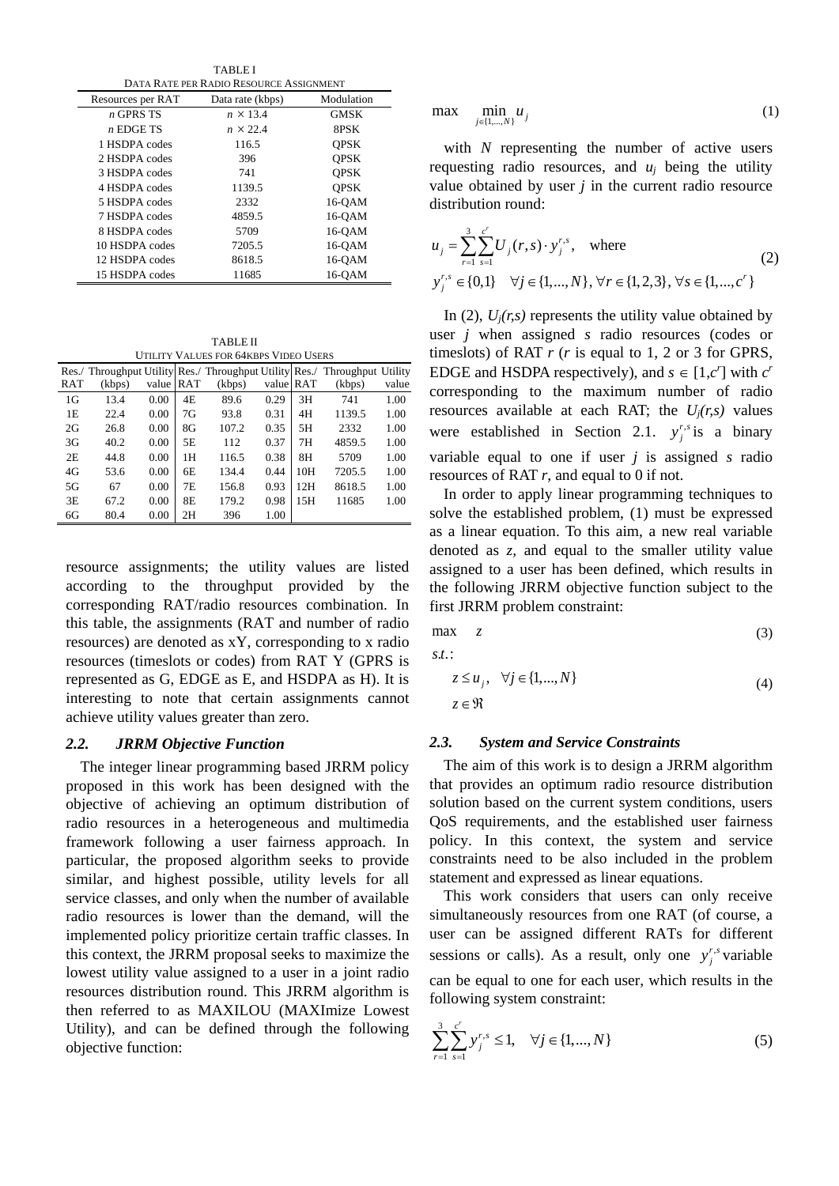TABLE I

DATA RATE PER RADIO RESOURCE ASSIGNMENT

| Resources per RAT | Data rate (kbps) | Modulation |
|---|---|---|
| $n$ GPRS TS | $n \times 13.4$ | GMSK |
| $n$ EDGE TS | $n \times 22.4$ | 8PSK |
| 1 HSDPA codes | 116.5 | QPSK |
| 2 HSDPA codes | 396 | QPSK |
| 3 HSDPA codes | 741 | QPSK |
| 4 HSDPA codes | 1139.5 | QPSK |
| 5 HSDPA codes | 2332 | 16-QAM |
| 7 HSDPA codes | 4859.5 | 16-QAM |
| 8 HSDPA codes | 5709 | 16-QAM |
| 10 HSDPA codes | 7205.5 | 16-QAM |
| 12 HSDPA codes | 8618.5 | 16-QAM |
| 15 HSDPA codes | 11685 | 16-QAM |

TABLE II

UTILITY VALUES FOR 64KBPS VIDEO USERS

| Res./ RAT | Throughput (kbps) | Utility value | Res./ RAT | Throughput (kbps) | Utility value | Res./ RAT | Throughput (kbps) | Utility value |
|---|---|---|---|---|---|---|---|---|
| 1G | 13.4 | 0.00 | 4E | 89.6 | 0.29 | 3H | 741 | 1.00 |
| 1E | 22.4 | 0.00 | 7G | 93.8 | 0.31 | 4H | 1139.5 | 1.00 |
| 2G | 26.8 | 0.00 | 8G | 107.2 | 0.35 | 5H | 2332 | 1.00 |
| 3G | 40.2 | 0.00 | 5E | 112 | 0.37 | 7H | 4859.5 | 1.00 |
| 2E | 44.8 | 0.00 | 1H | 116.5 | 0.38 | 8H | 5709 | 1.00 |
| 4G | 53.6 | 0.00 | 6E | 134.4 | 0.44 | 10H | 7205.5 | 1.00 |
| 5G | 67 | 0.00 | 7E | 156.8 | 0.93 | 12H | 8618.5 | 1.00 |
| 3E | 67.2 | 0.00 | 8E | 179.2 | 0.98 | 15H | 11685 | 1.00 |
| 6G | 80.4 | 0.00 | 2H | 396 | 1.00 | | | |

resource assignments; the utility values are listed according to the throughput provided by the corresponding RAT/radio resources combination. In this table, the assignments (RAT and number of radio resources) are denoted as xY, corresponding to x radio resources (timeslots or codes) from RAT Y (GPRS is represented as G, EDGE as E, and HSDPA as H). It is interesting to note that certain assignments cannot achieve utility values greater than zero.

### *2.2. JRRM Objective Function*

The integer linear programming based JRRM policy proposed in this work has been designed with the objective of achieving an optimum distribution of radio resources in a heterogeneous and multimedia framework following a user fairness approach. In particular, the proposed algorithm seeks to provide similar, and highest possible, utility levels for all service classes, and only when the number of available radio resources is lower than the demand, will the implemented policy prioritize certain traffic classes. In this context, the JRRM proposal seeks to maximize the lowest utility value assigned to a user in a joint radio resources distribution round. This JRRM algorithm is then referred to as MAXILOU (MAXImize Lowest Utility), and can be defined through the following objective function:

$$\max \quad \min_{j \in \{1,\dots,N\}} u_j \tag{1}$$

with $N$ representing the number of active users requesting radio resources, and $u_j$ being the utility value obtained by user $j$ in the current radio resource distribution round:

$$u_j = \sum_{r=1}^{3} \sum_{s=1}^{c^r} U_j(r,s) \cdot y_j^{r,s}, \quad \text{where}$$
$$y_j^{r,s} \in \{0,1\} \quad \forall j \in \{1,\dots,N\}, \forall r \in \{1,2,3\}, \forall s \in \{1,\dots,c^r\} \tag{2}$$

In (2), $U_j(r,s)$ represents the utility value obtained by user $j$ when assigned $s$ radio resources (codes or timeslots) of RAT $r$ ($r$ is equal to 1, 2 or 3 for GPRS, EDGE and HSDPA respectively), and $s \in [1,c^r]$ with $c^r$ corresponding to the maximum number of radio resources available at each RAT; the $U_j(r,s)$ values were established in Section 2.1. $y_j^{r,s}$ is a binary variable equal to one if user $j$ is assigned $s$ radio resources of RAT $r$, and equal to 0 if not.

In order to apply linear programming techniques to solve the established problem, (1) must be expressed as a linear equation. To this aim, a new real variable denoted as $z$, and equal to the smaller utility value assigned to a user has been defined, which results in the following JRRM objective function subject to the first JRRM problem constraint:

$$\max \quad z \tag{3}$$

$s.t.$:

$$z \le u_j, \quad \forall j \in \{1,\dots,N\}$$
$$z \in \Re \tag{4}$$

### *2.3. System and Service Constraints*

The aim of this work is to design a JRRM algorithm that provides an optimum radio resource distribution solution based on the current system conditions, users QoS requirements, and the established user fairness policy. In this context, the system and service constraints need to be also included in the problem statement and expressed as linear equations.

This work considers that users can only receive simultaneously resources from one RAT (of course, a user can be assigned different RATs for different sessions or calls). As a result, only one $y_j^{r,s}$ variable can be equal to one for each user, which results in the following system constraint:

$$\sum_{r=1}^{3} \sum_{s=1}^{c^r} y_j^{r,s} \le 1, \quad \forall j \in \{1,\dots,N\} \tag{5}$$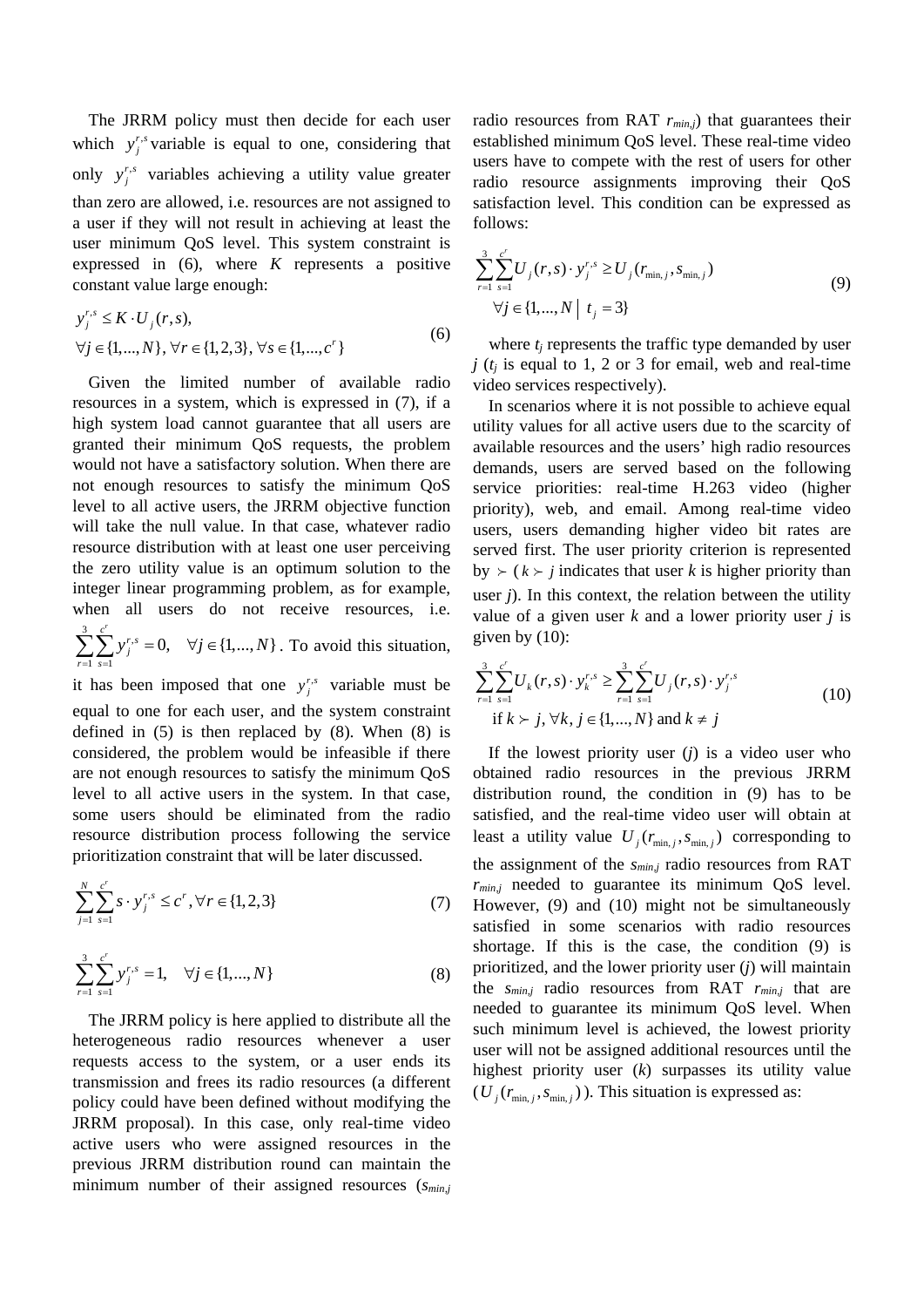The JRRM policy must then decide for each user which $y_j^{r,s}$ variable is equal to one, considering that only $y_j^{r,s}$ variables achieving a utility value greater than zero are allowed, i.e. resources are not assigned to a user if they will not result in achieving at least the user minimum QoS level. This system constraint is expressed in (6), where *K* represents a positive constant value large enough:

$$y_j^{r,s} \leq K \cdot U_j(r,s), \quad \forall j \in \{1,...,N\}, \forall r \in \{1,2,3\}, \forall s \in \{1,...,c^r\} \tag{6}$$

Given the limited number of available radio resources in a system, which is expressed in (7), if a high system load cannot guarantee that all users are granted their minimum QoS requests, the problem would not have a satisfactory solution. When there are not enough resources to satisfy the minimum QoS level to all active users, the JRRM objective function will take the null value. In that case, whatever radio resource distribution with at least one user perceiving the zero utility value is an optimum solution to the integer linear programming problem, as for example, when all users do not receive resources, i.e. $\sum_{r=1}^{3}\sum_{s=1}^{c^r} y_j^{r,s} = 0, \quad \forall j \in \{1,...,N\}$. To avoid this situation, it has been imposed that one $y_j^{r,s}$ variable must be equal to one for each user, and the system constraint defined in (5) is then replaced by (8). When (8) is considered, the problem would be infeasible if there are not enough resources to satisfy the minimum QoS level to all active users in the system. In that case, some users should be eliminated from the radio resource distribution process following the service prioritization constraint that will be later discussed.

$$\sum_{j=1}^{N}\sum_{s=1}^{c^r} s \cdot y_j^{r,s} \leq c^r, \forall r \in \{1,2,3\} \tag{7}$$

$$\sum_{r=1}^{3}\sum_{s=1}^{c^r} y_j^{r,s} = 1, \quad \forall j \in \{1,...,N\} \tag{8}$$

The JRRM policy is here applied to distribute all the heterogeneous radio resources whenever a user requests access to the system, or a user ends its transmission and frees its radio resources (a different policy could have been defined without modifying the JRRM proposal). In this case, only real-time video active users who were assigned resources in the previous JRRM distribution round can maintain the minimum number of their assigned resources ($s_{min,j}$ radio resources from RAT $r_{min,j}$) that guarantees their established minimum QoS level. These real-time video users have to compete with the rest of users for other radio resource assignments improving their QoS satisfaction level. This condition can be expressed as follows:

$$\sum_{r=1}^{3}\sum_{s=1}^{c^r} U_j(r,s) \cdot y_j^{r,s} \geq U_j(r_{\min,j}, s_{\min,j}) \quad \forall j \in \{1,...,N \mid t_j = 3\} \tag{9}$$

where $t_j$ represents the traffic type demanded by user *j* ($t_j$ is equal to 1, 2 or 3 for email, web and real-time video services respectively).

In scenarios where it is not possible to achieve equal utility values for all active users due to the scarcity of available resources and the users' high radio resources demands, users are served based on the following service priorities: real-time H.263 video (higher priority), web, and email. Among real-time video users, users demanding higher video bit rates are served first. The user priority criterion is represented by $\succ$ ($k \succ j$ indicates that user *k* is higher priority than user *j*). In this context, the relation between the utility value of a given user *k* and a lower priority user *j* is given by (10):

$$\sum_{r=1}^{3}\sum_{s=1}^{c^r} U_k(r,s) \cdot y_k^{r,s} \geq \sum_{r=1}^{3}\sum_{s=1}^{c^r} U_j(r,s) \cdot y_j^{r,s} \quad \text{if } k \succ j, \forall k, j \in \{1,...,N\} \text{ and } k \neq j \tag{10}$$

If the lowest priority user (*j*) is a video user who obtained radio resources in the previous JRRM distribution round, the condition in (9) has to be satisfied, and the real-time video user will obtain at least a utility value $U_j(r_{\min,j}, s_{\min,j})$ corresponding to the assignment of the $s_{min,j}$ radio resources from RAT $r_{min,j}$ needed to guarantee its minimum QoS level. However, (9) and (10) might not be simultaneously satisfied in some scenarios with radio resources shortage. If this is the case, the condition (9) is prioritized, and the lower priority user (*j*) will maintain the $s_{min,j}$ radio resources from RAT $r_{min,j}$ that are needed to guarantee its minimum QoS level. When such minimum level is achieved, the lowest priority user will not be assigned additional resources until the highest priority user (*k*) surpasses its utility value ($U_j(r_{\min,j}, s_{\min,j})$). This situation is expressed as: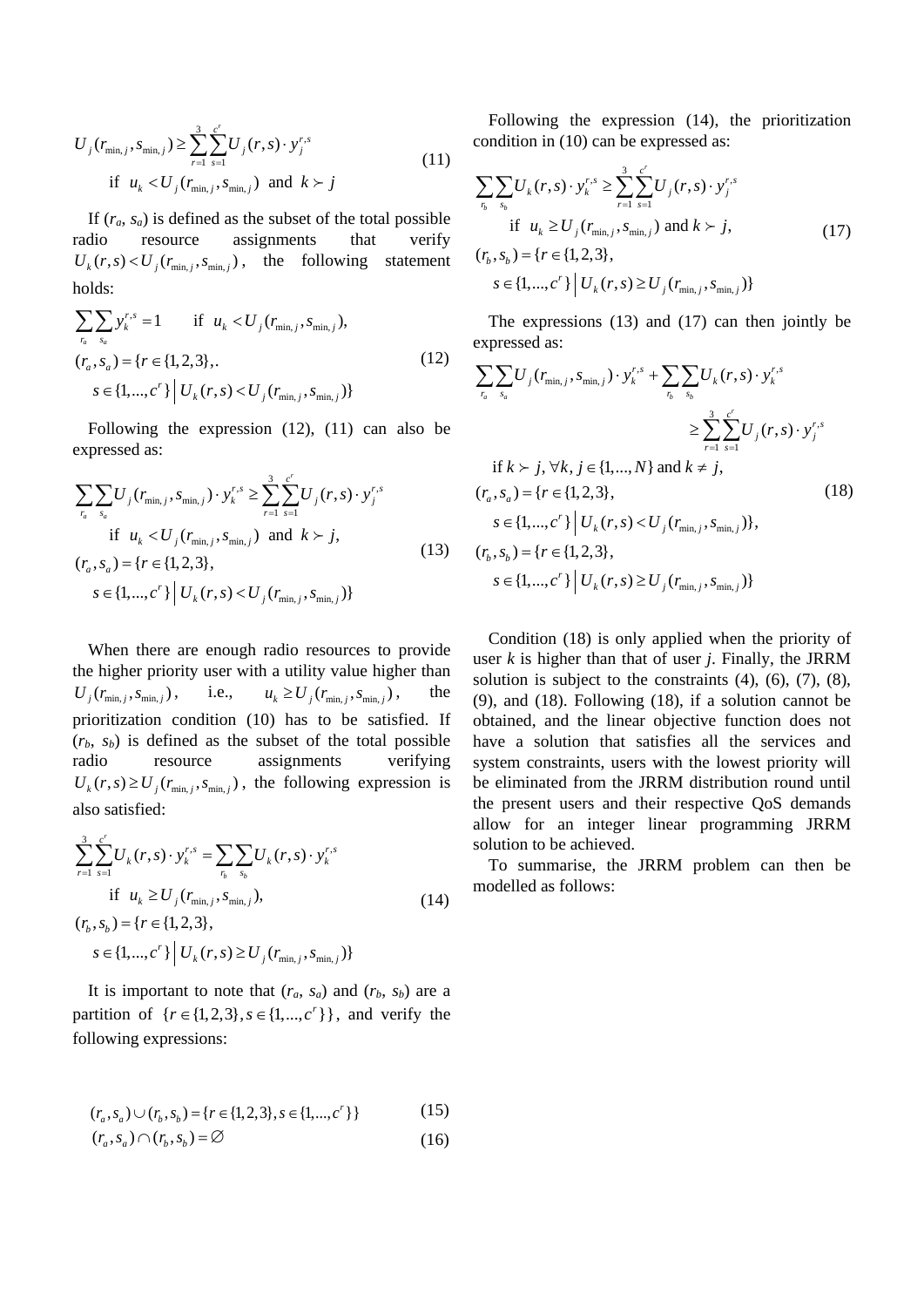$$
\begin{aligned}
&U_j(r_{\min,j}, s_{\min,j}) \geq \sum_{r=1}^{3}\sum_{s=1}^{c^r} U_j(r,s)\cdot y_j^{r,s} \\
&\quad \text{if } \; u_k < U_j(r_{\min,j}, s_{\min,j}) \; \text{ and } \; k \succ j
\end{aligned} \tag{11}
$$

If ($r_a$, $s_a$) is defined as the subset of the total possible radio resource assignments that verify $U_k(r,s) < U_j(r_{\min,j}, s_{\min,j})$, the following statement holds:

$$
\begin{aligned}
&\sum_{r_a}\sum_{s_a} y_k^{r,s} = 1 \qquad \text{if } \; u_k < U_j(r_{\min,j}, s_{\min,j}), \\
&(r_a, s_a) = \{r \in \{1,2,3\}, \\
&\quad s \in \{1,...,c^r\} \,\big|\, U_k(r,s) < U_j(r_{\min,j}, s_{\min,j})\}
\end{aligned} \tag{12}
$$

Following the expression (12), (11) can also be expressed as:

$$
\begin{aligned}
&\sum_{r_a}\sum_{s_a} U_j(r_{\min,j}, s_{\min,j})\cdot y_k^{r,s} \geq \sum_{r=1}^{3}\sum_{s=1}^{c^r} U_j(r,s)\cdot y_j^{r,s} \\
&\quad \text{if } \; u_k < U_j(r_{\min,j}, s_{\min,j}) \; \text{ and } \; k \succ j, \\
&(r_a, s_a) = \{r \in \{1,2,3\}, \\
&\quad s \in \{1,...,c^r\} \,\big|\, U_k(r,s) < U_j(r_{\min,j}, s_{\min,j})\}
\end{aligned} \tag{13}
$$

When there are enough radio resources to provide the higher priority user with a utility value higher than $U_j(r_{\min,j}, s_{\min,j})$, i.e., $u_k \geq U_j(r_{\min,j}, s_{\min,j})$, the prioritization condition (10) has to be satisfied. If ($r_b$, $s_b$) is defined as the subset of the total possible radio resource assignments verifying $U_k(r,s) \geq U_j(r_{\min,j}, s_{\min,j})$, the following expression is also satisfied:

$$
\begin{aligned}
&\sum_{r=1}^{3}\sum_{s=1}^{c^r} U_k(r,s)\cdot y_k^{r,s} = \sum_{r_b}\sum_{s_b} U_k(r,s)\cdot y_k^{r,s} \\
&\quad \text{if } \; u_k \geq U_j(r_{\min,j}, s_{\min,j}), \\
&(r_b, s_b) = \{r \in \{1,2,3\}, \\
&\quad s \in \{1,...,c^r\} \,\big|\, U_k(r,s) \geq U_j(r_{\min,j}, s_{\min,j})\}
\end{aligned} \tag{14}
$$

It is important to note that ($r_a$, $s_a$) and ($r_b$, $s_b$) are a partition of $\{r \in \{1,2,3\}, s \in \{1,...,c^r\}\}$, and verify the following expressions:

$$
(r_a, s_a) \cup (r_b, s_b) = \{r \in \{1,2,3\}, s \in \{1,...,c^r\}\} \tag{15}
$$

$$
(r_a, s_a) \cap (r_b, s_b) = \varnothing \tag{16}
$$

Following the expression (14), the prioritization condition in (10) can be expressed as:

$$
\begin{aligned}
&\sum_{r_b}\sum_{s_b} U_k(r,s)\cdot y_k^{r,s} \geq \sum_{r=1}^{3}\sum_{s=1}^{c^r} U_j(r,s)\cdot y_j^{r,s} \\
&\quad \text{if } \; u_k \geq U_j(r_{\min,j}, s_{\min,j}) \text{ and } k \succ j, \\
&(r_b, s_b) = \{r \in \{1,2,3\}, \\
&\quad s \in \{1,...,c^r\} \,\big|\, U_k(r,s) \geq U_j(r_{\min,j}, s_{\min,j})\}
\end{aligned} \tag{17}
$$

The expressions (13) and (17) can then jointly be expressed as:

$$
\begin{aligned}
&\sum_{r_a}\sum_{s_a} U_j(r_{\min,j}, s_{\min,j})\cdot y_k^{r,s} + \sum_{r_b}\sum_{s_b} U_k(r,s)\cdot y_k^{r,s} \\
&\qquad\qquad \geq \sum_{r=1}^{3}\sum_{s=1}^{c^r} U_j(r,s)\cdot y_j^{r,s} \\
&\quad \text{if } k \succ j, \forall k, j \in \{1,...,N\} \text{ and } k \neq j, \\
&(r_a, s_a) = \{r \in \{1,2,3\}, \\
&\quad s \in \{1,...,c^r\} \,\big|\, U_k(r,s) < U_j(r_{\min,j}, s_{\min,j})\}, \\
&(r_b, s_b) = \{r \in \{1,2,3\}, \\
&\quad s \in \{1,...,c^r\} \,\big|\, U_k(r,s) \geq U_j(r_{\min,j}, s_{\min,j})\}
\end{aligned} \tag{18}
$$

Condition (18) is only applied when the priority of user $k$ is higher than that of user $j$. Finally, the JRRM solution is subject to the constraints (4), (6), (7), (8), (9), and (18). Following (18), if a solution cannot be obtained, and the linear objective function does not have a solution that satisfies all the services and system constraints, users with the lowest priority will be eliminated from the JRRM distribution round until the present users and their respective QoS demands allow for an integer linear programming JRRM solution to be achieved.

To summarise, the JRRM problem can then be modelled as follows: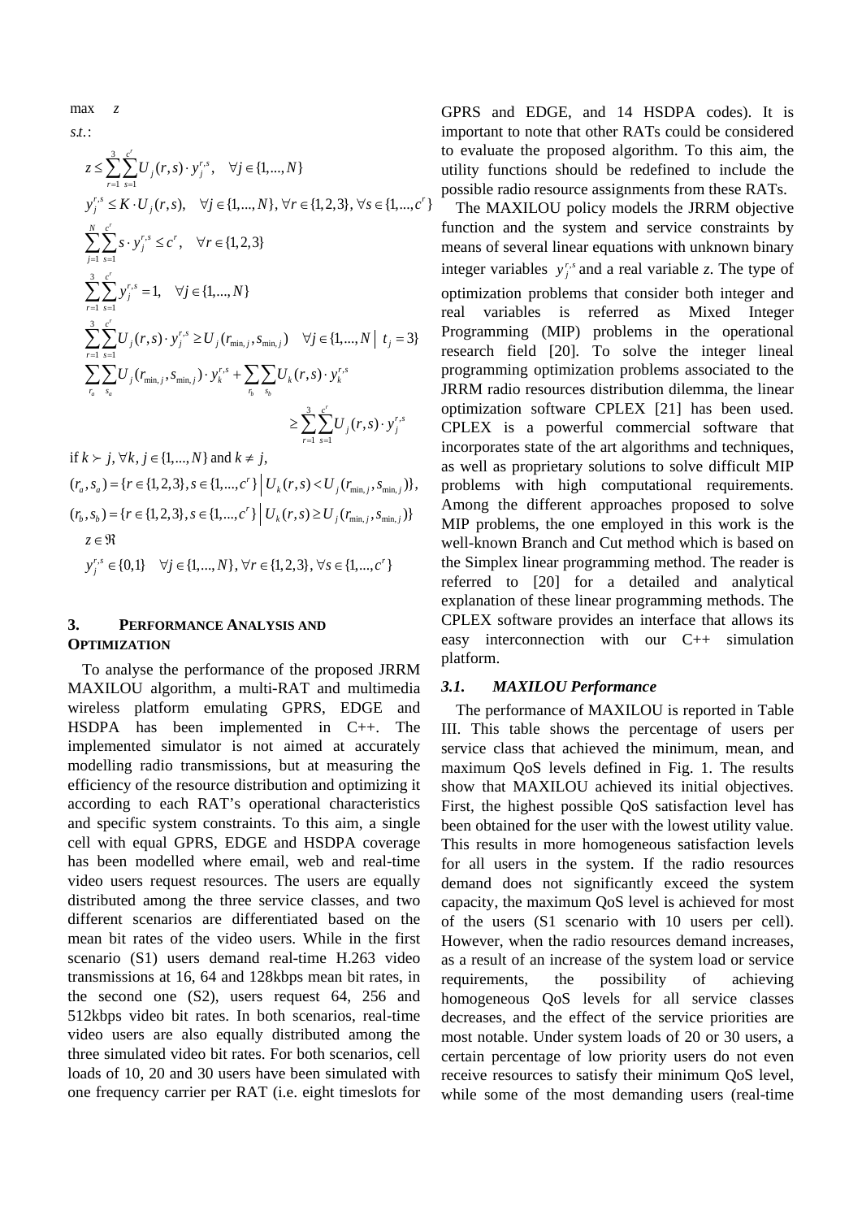$$
\begin{aligned}
&\max \quad z \\
&s.t.: \\
&z \leq \sum_{r=1}^{3}\sum_{s=1}^{c^r} U_j(r,s)\cdot y_j^{r,s}, \quad \forall j \in \{1,...,N\} \\
&y_j^{r,s} \leq K \cdot U_j(r,s), \quad \forall j \in \{1,...,N\}, \forall r \in \{1,2,3\}, \forall s \in \{1,...,c^r\} \\
&\sum_{j=1}^{N}\sum_{s=1}^{c^r} s \cdot y_j^{r,s} \leq c^r, \quad \forall r \in \{1,2,3\} \\
&\sum_{r=1}^{3}\sum_{s=1}^{c^r} y_j^{r,s} = 1, \quad \forall j \in \{1,...,N\} \\
&\sum_{r=1}^{3}\sum_{s=1}^{c^r} U_j(r,s)\cdot y_j^{r,s} \geq U_j(r_{\min,j}, s_{\min,j}) \quad \forall j \in \{1,...,N \mid t_j = 3\} \\
&\sum_{r_a}\sum_{s_a} U_j(r_{\min,j}, s_{\min,j})\cdot y_k^{r,s} + \sum_{r_b}\sum_{s_b} U_k(r,s)\cdot y_k^{r,s} \\
&\qquad\qquad \geq \sum_{r=1}^{3}\sum_{s=1}^{c^r} U_j(r,s)\cdot y_j^{r,s} \\
&\text{if } k \succ j, \forall k, j \in \{1,...,N\} \text{ and } k \neq j, \\
&(r_a, s_a) = \{r \in \{1,2,3\}, s \in \{1,...,c^r\} \mid U_k(r,s) < U_j(r_{\min,j}, s_{\min,j})\}, \\
&(r_b, s_b) = \{r \in \{1,2,3\}, s \in \{1,...,c^r\} \mid U_k(r,s) \geq U_j(r_{\min,j}, s_{\min,j})\} \\
&z \in \Re \\
&y_j^{r,s} \in \{0,1\} \quad \forall j \in \{1,...,N\}, \forall r \in \{1,2,3\}, \forall s \in \{1,...,c^r\}
\end{aligned}
$$

## 3. Performance Analysis and Optimization

To analyse the performance of the proposed JRRM MAXILOU algorithm, a multi-RAT and multimedia wireless platform emulating GPRS, EDGE and HSDPA has been implemented in C++. The implemented simulator is not aimed at accurately modelling radio transmissions, but at measuring the efficiency of the resource distribution and optimizing it according to each RAT's operational characteristics and specific system constraints. To this aim, a single cell with equal GPRS, EDGE and HSDPA coverage has been modelled where email, web and real-time video users request resources. The users are equally distributed among the three service classes, and two different scenarios are differentiated based on the mean bit rates of the video users. While in the first scenario (S1) users demand real-time H.263 video transmissions at 16, 64 and 128kbps mean bit rates, in the second one (S2), users request 64, 256 and 512kbps video bit rates. In both scenarios, real-time video users are also equally distributed among the three simulated video bit rates. For both scenarios, cell loads of 10, 20 and 30 users have been simulated with one frequency carrier per RAT (i.e. eight timeslots for GPRS and EDGE, and 14 HSDPA codes). It is important to note that other RATs could be considered to evaluate the proposed algorithm. To this aim, the utility functions should be redefined to include the possible radio resource assignments from these RATs.

The MAXILOU policy models the JRRM objective function and the system and service constraints by means of several linear equations with unknown binary integer variables $y_j^{r,s}$ and a real variable *z*. The type of optimization problems that consider both integer and real variables is referred as Mixed Integer Programming (MIP) problems in the operational research field [20]. To solve the integer lineal programming optimization problems associated to the JRRM radio resources distribution dilemma, the linear optimization software CPLEX [21] has been used. CPLEX is a powerful commercial software that incorporates state of the art algorithms and techniques, as well as proprietary solutions to solve difficult MIP problems with high computational requirements. Among the different approaches proposed to solve MIP problems, the one employed in this work is the well-known Branch and Cut method which is based on the Simplex linear programming method. The reader is referred to [20] for a detailed and analytical explanation of these linear programming methods. The CPLEX software provides an interface that allows its easy interconnection with our C++ simulation platform.

### 3.1. *MAXILOU Performance*

The performance of MAXILOU is reported in Table III. This table shows the percentage of users per service class that achieved the minimum, mean, and maximum QoS levels defined in Fig. 1. The results show that MAXILOU achieved its initial objectives. First, the highest possible QoS satisfaction level has been obtained for the user with the lowest utility value. This results in more homogeneous satisfaction levels for all users in the system. If the radio resources demand does not significantly exceed the system capacity, the maximum QoS level is achieved for most of the users (S1 scenario with 10 users per cell). However, when the radio resources demand increases, as a result of an increase of the system load or service requirements, the possibility of achieving homogeneous QoS levels for all service classes decreases, and the effect of the service priorities are most notable. Under system loads of 20 or 30 users, a certain percentage of low priority users do not even receive resources to satisfy their minimum QoS level, while some of the most demanding users (real-time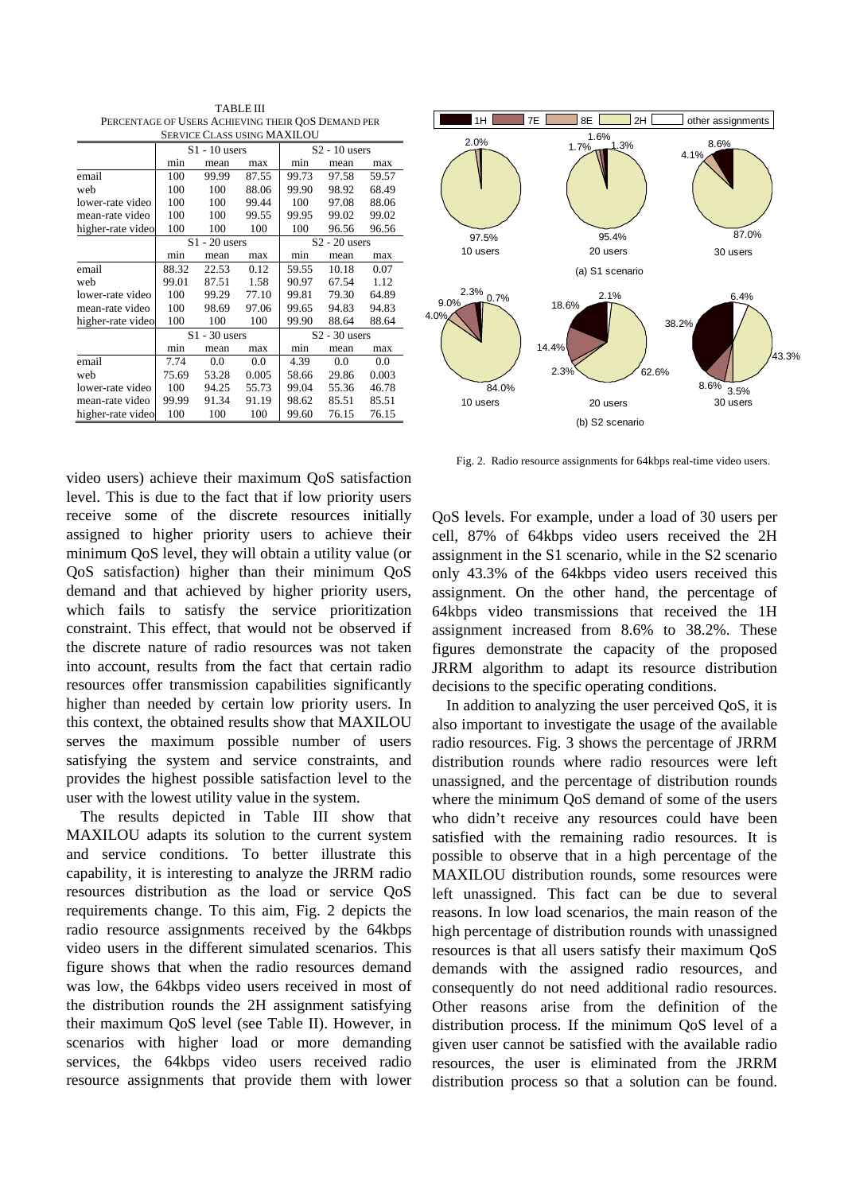TABLE III
PERCENTAGE OF USERS ACHIEVING THEIR QOS DEMAND PER SERVICE CLASS USING MAXILOU

| | S1 - 10 users | | | S2 - 10 users | | |
|---|---|---|---|---|---|---|
| | min | mean | max | min | mean | max |
| email | 100 | 99.99 | 87.55 | 99.73 | 97.58 | 59.57 |
| web | 100 | 100 | 88.06 | 99.90 | 98.92 | 68.49 |
| lower-rate video | 100 | 100 | 99.44 | 100 | 97.08 | 88.06 |
| mean-rate video | 100 | 100 | 99.55 | 99.95 | 99.02 | 99.02 |
| higher-rate video | 100 | 100 | 100 | 100 | 96.56 | 96.56 |
| | S1 - 20 users | | | S2 - 20 users | | |
| | min | mean | max | min | mean | max |
| email | 88.32 | 22.53 | 0.12 | 59.55 | 10.18 | 0.07 |
| web | 99.01 | 87.51 | 1.58 | 90.97 | 67.54 | 1.12 |
| lower-rate video | 100 | 99.29 | 77.10 | 99.81 | 79.30 | 64.89 |
| mean-rate video | 100 | 98.69 | 97.06 | 99.65 | 94.83 | 94.83 |
| higher-rate video | 100 | 100 | 100 | 99.90 | 88.64 | 88.64 |
| | S1 - 30 users | | | S2 - 30 users | | |
| | min | mean | max | min | mean | max |
| email | 7.74 | 0.0 | 0.0 | 4.39 | 0.0 | 0.0 |
| web | 75.69 | 53.28 | 0.005 | 58.66 | 29.86 | 0.003 |
| lower-rate video | 100 | 94.25 | 55.73 | 99.04 | 55.36 | 46.78 |
| mean-rate video | 99.99 | 91.34 | 91.19 | 98.62 | 85.51 | 85.51 |
| higher-rate video | 100 | 100 | 100 | 99.60 | 76.15 | 76.15 |

1H 7E 8E 2H other assignments

2.0%
97.5%
10 users

1.6%
1.7% 1.3%
95.4%
20 users

8.6%
4.1%
87.0%
30 users

(a) S1 scenario

2.3% 0.7%
9.0%
4.0%
84.0%
10 users

2.1%
18.6%
14.4%
2.3%
62.6%
20 users

6.4%
38.2%
43.3%
8.6% 3.5%
30 users

(b) S2 scenario

Fig. 2. Radio resource assignments for 64kbps real-time video users.

video users) achieve their maximum QoS satisfaction level. This is due to the fact that if low priority users receive some of the discrete resources initially assigned to higher priority users to achieve their minimum QoS level, they will obtain a utility value (or QoS satisfaction) higher than their minimum QoS demand and that achieved by higher priority users, which fails to satisfy the service prioritization constraint. This effect, that would not be observed if the discrete nature of radio resources was not taken into account, results from the fact that certain radio resources offer transmission capabilities significantly higher than needed by certain low priority users. In this context, the obtained results show that MAXILOU serves the maximum possible number of users satisfying the system and service constraints, and provides the highest possible satisfaction level to the user with the lowest utility value in the system.

The results depicted in Table III show that MAXILOU adapts its solution to the current system and service conditions. To better illustrate this capability, it is interesting to analyze the JRRM radio resources distribution as the load or service QoS requirements change. To this aim, Fig. 2 depicts the radio resource assignments received by the 64kbps video users in the different simulated scenarios. This figure shows that when the radio resources demand was low, the 64kbps video users received in most of the distribution rounds the 2H assignment satisfying their maximum QoS level (see Table II). However, in scenarios with higher load or more demanding services, the 64kbps video users received radio resource assignments that provide them with lower QoS levels. For example, under a load of 30 users per cell, 87% of 64kbps video users received the 2H assignment in the S1 scenario, while in the S2 scenario only 43.3% of the 64kbps video users received this assignment. On the other hand, the percentage of 64kbps video transmissions that received the 1H assignment increased from 8.6% to 38.2%. These figures demonstrate the capacity of the proposed JRRM algorithm to adapt its resource distribution decisions to the specific operating conditions.

In addition to analyzing the user perceived QoS, it is also important to investigate the usage of the available radio resources. Fig. 3 shows the percentage of JRRM distribution rounds where radio resources were left unassigned, and the percentage of distribution rounds where the minimum QoS demand of some of the users who didn't receive any resources could have been satisfied with the remaining radio resources. It is possible to observe that in a high percentage of the MAXILOU distribution rounds, some resources were left unassigned. This fact can be due to several reasons. In low load scenarios, the main reason of the high percentage of distribution rounds with unassigned resources is that all users satisfy their maximum QoS demands with the assigned radio resources, and consequently do not need additional radio resources. Other reasons arise from the definition of the distribution process. If the minimum QoS level of a given user cannot be satisfied with the available radio resources, the user is eliminated from the JRRM distribution process so that a solution can be found.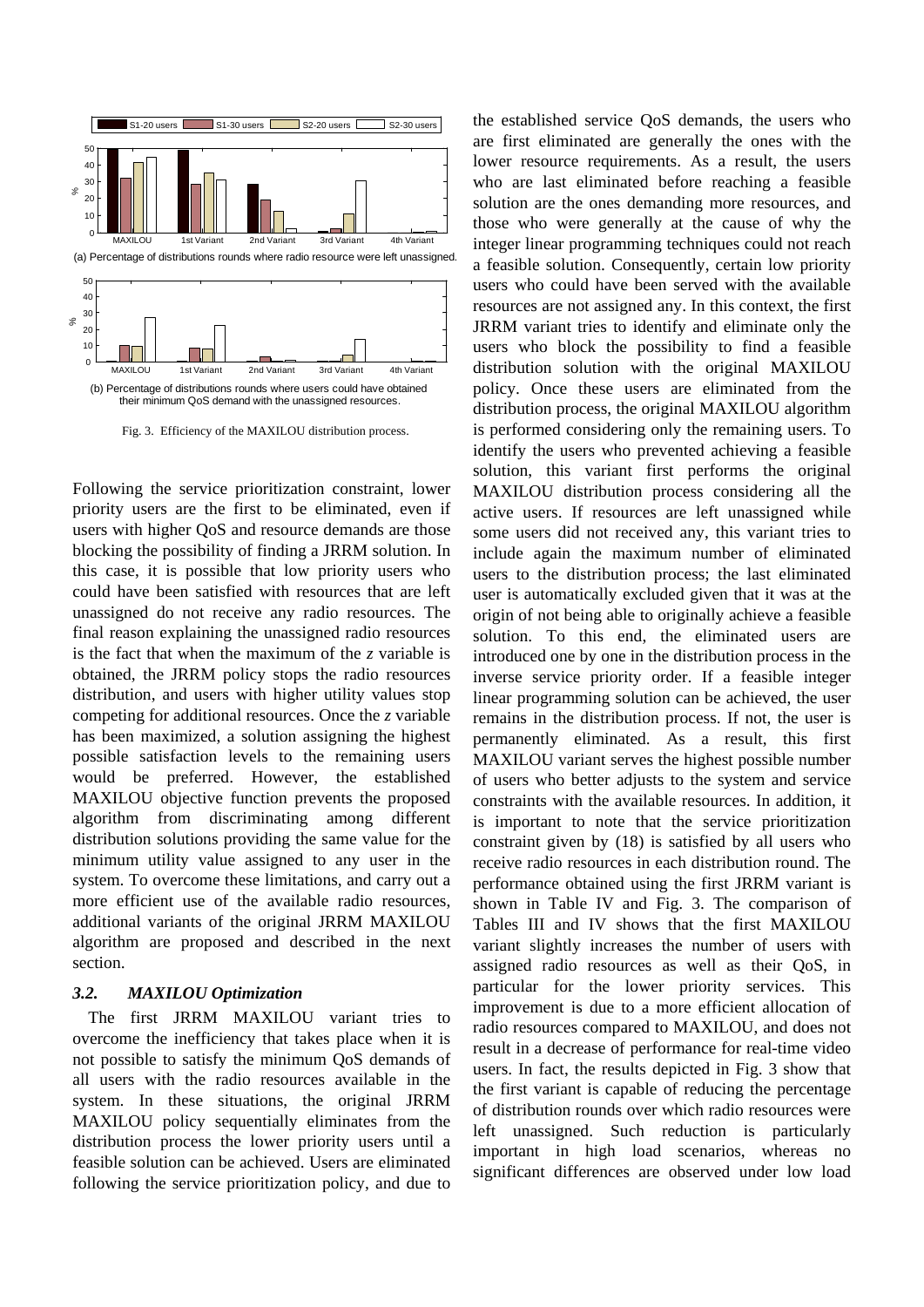S1-20 users S1-30 users S2-20 users S2-30 users

50
40
30
20
10
0

%

MAXILOU 1st Variant 2nd Variant 3rd Variant 4th Variant

(a) Percentage of distributions rounds where radio resource were left unassigned.

50
40
30
20
10
0

%

MAXILOU 1st Variant 2nd Variant 3rd Variant 4th Variant

(b) Percentage of distributions rounds where users could have obtained their minimum QoS demand with the unassigned resources.

Fig. 3. Efficiency of the MAXILOU distribution process.

Following the service prioritization constraint, lower priority users are the first to be eliminated, even if users with higher QoS and resource demands are those blocking the possibility of finding a JRRM solution. In this case, it is possible that low priority users who could have been satisfied with resources that are left unassigned do not receive any radio resources. The final reason explaining the unassigned radio resources is the fact that when the maximum of the *z* variable is obtained, the JRRM policy stops the radio resources distribution, and users with higher utility values stop competing for additional resources. Once the *z* variable has been maximized, a solution assigning the highest possible satisfaction levels to the remaining users would be preferred. However, the established MAXILOU objective function prevents the proposed algorithm from discriminating among different distribution solutions providing the same value for the minimum utility value assigned to any user in the system. To overcome these limitations, and carry out a more efficient use of the available radio resources, additional variants of the original JRRM MAXILOU algorithm are proposed and described in the next section.

### *3.2. MAXILOU Optimization*

The first JRRM MAXILOU variant tries to overcome the inefficiency that takes place when it is not possible to satisfy the minimum QoS demands of all users with the radio resources available in the system. In these situations, the original JRRM MAXILOU policy sequentially eliminates from the distribution process the lower priority users until a feasible solution can be achieved. Users are eliminated following the service prioritization policy, and due to the established service QoS demands, the users who are first eliminated are generally the ones with the lower resource requirements. As a result, the users who are last eliminated before reaching a feasible solution are the ones demanding more resources, and those who were generally at the cause of why the integer linear programming techniques could not reach a feasible solution. Consequently, certain low priority users who could have been served with the available resources are not assigned any. In this context, the first JRRM variant tries to identify and eliminate only the users who block the possibility to find a feasible distribution solution with the original MAXILOU policy. Once these users are eliminated from the distribution process, the original MAXILOU algorithm is performed considering only the remaining users. To identify the users who prevented achieving a feasible solution, this variant first performs the original MAXILOU distribution process considering all the active users. If resources are left unassigned while some users did not received any, this variant tries to include again the maximum number of eliminated users to the distribution process; the last eliminated user is automatically excluded given that it was at the origin of not being able to originally achieve a feasible solution. To this end, the eliminated users are introduced one by one in the distribution process in the inverse service priority order. If a feasible integer linear programming solution can be achieved, the user remains in the distribution process. If not, the user is permanently eliminated. As a result, this first MAXILOU variant serves the highest possible number of users who better adjusts to the system and service constraints with the available resources. In addition, it is important to note that the service prioritization constraint given by (18) is satisfied by all users who receive radio resources in each distribution round. The performance obtained using the first JRRM variant is shown in Table IV and Fig. 3. The comparison of Tables III and IV shows that the first MAXILOU variant slightly increases the number of users with assigned radio resources as well as their QoS, in particular for the lower priority services. This improvement is due to a more efficient allocation of radio resources compared to MAXILOU, and does not result in a decrease of performance for real-time video users. In fact, the results depicted in Fig. 3 show that the first variant is capable of reducing the percentage of distribution rounds over which radio resources were left unassigned. Such reduction is particularly important in high load scenarios, whereas no significant differences are observed under low load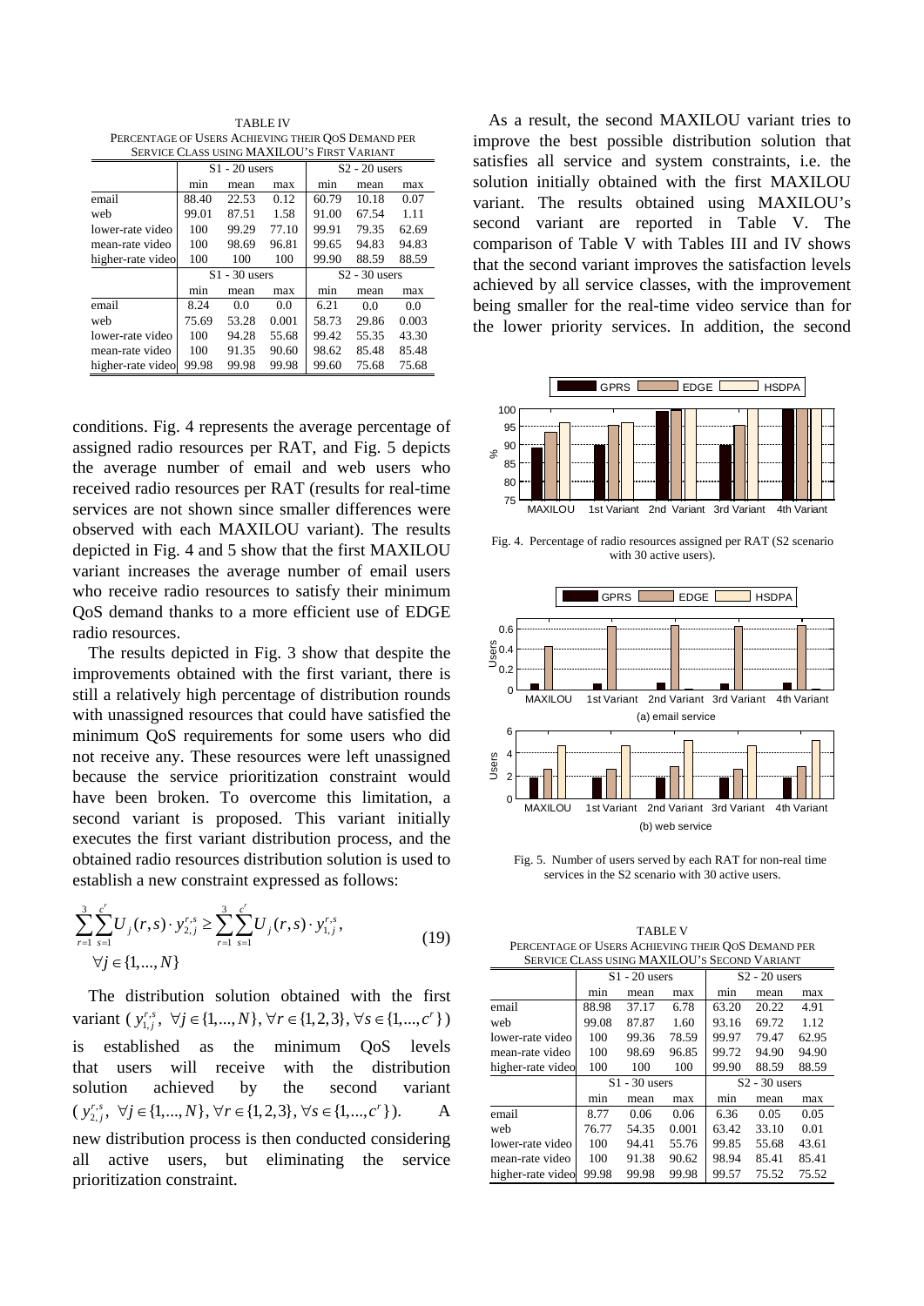TABLE IV
PERCENTAGE OF USERS ACHIEVING THEIR QOS DEMAND PER SERVICE CLASS USING MAXILOU'S FIRST VARIANT

| | S1 - 20 users | | | S2 - 20 users | | |
|---|---|---|---|---|---|---|
| | min | mean | max | min | mean | max |
| email | 88.40 | 22.53 | 0.12 | 60.79 | 10.18 | 0.07 |
| web | 99.01 | 87.51 | 1.58 | 91.00 | 67.54 | 1.11 |
| lower-rate video | 100 | 99.29 | 77.10 | 99.91 | 79.35 | 62.69 |
| mean-rate video | 100 | 98.69 | 96.81 | 99.65 | 94.83 | 94.83 |
| higher-rate video | 100 | 100 | 100 | 99.90 | 88.59 | 88.59 |
| | S1 - 30 users | | | S2 - 30 users | | |
| | min | mean | max | min | mean | max |
| email | 8.24 | 0.0 | 0.0 | 6.21 | 0.0 | 0.0 |
| web | 75.69 | 53.28 | 0.001 | 58.73 | 29.86 | 0.003 |
| lower-rate video | 100 | 94.28 | 55.68 | 99.42 | 55.35 | 43.30 |
| mean-rate video | 100 | 91.35 | 90.60 | 98.62 | 85.48 | 85.48 |
| higher-rate video | 99.98 | 99.98 | 99.98 | 99.60 | 75.68 | 75.68 |

conditions. Fig. 4 represents the average percentage of assigned radio resources per RAT, and Fig. 5 depicts the average number of email and web users who received radio resources per RAT (results for real-time services are not shown since smaller differences were observed with each MAXILOU variant). The results depicted in Fig. 4 and 5 show that the first MAXILOU variant increases the average number of email users who receive radio resources to satisfy their minimum QoS demand thanks to a more efficient use of EDGE radio resources.

The results depicted in Fig. 3 show that despite the improvements obtained with the first variant, there is still a relatively high percentage of distribution rounds with unassigned resources that could have satisfied the minimum QoS requirements for some users who did not receive any. These resources were left unassigned because the service prioritization constraint would have been broken. To overcome this limitation, a second variant is proposed. This variant initially executes the first variant distribution process, and the obtained radio resources distribution solution is used to establish a new constraint expressed as follows:

$$\sum_{r=1}^{3}\sum_{s=1}^{c^r} U_j(r,s)\cdot y_{2,j}^{r,s} \geq \sum_{r=1}^{3}\sum_{s=1}^{c^r} U_j(r,s)\cdot y_{1,j}^{r,s}, \quad \forall j \in \{1,\ldots,N\} \tag{19}$$

The distribution solution obtained with the first variant ($y_{1,j}^{r,s},\ \forall j \in \{1,\ldots,N\}, \forall r \in \{1,2,3\}, \forall s \in \{1,\ldots,c^r\}$) is established as the minimum QoS levels that users will receive with the distribution solution achieved by the second variant ($y_{2,j}^{r,s},\ \forall j \in \{1,\ldots,N\}, \forall r \in \{1,2,3\}, \forall s \in \{1,\ldots,c^r\}$). A new distribution process is then conducted considering all active users, but eliminating the service prioritization constraint.

As a result, the second MAXILOU variant tries to improve the best possible distribution solution that satisfies all service and system constraints, i.e. the solution initially obtained with the first MAXILOU variant. The results obtained using MAXILOU's second variant are reported in Table V. The comparison of Table V with Tables III and IV shows that the second variant improves the satisfaction levels achieved by all service classes, with the improvement being smaller for the real-time video service than for the lower priority services. In addition, the second

GPRS EDGE HSDPA
100
95
90
85
80
75
%
MAXILOU 1st Variant 2nd Variant 3rd Variant 4th Variant

Fig. 4. Percentage of radio resources assigned per RAT (S2 scenario with 30 active users).

GPRS EDGE HSDPA
0.6
0.4
0.2
0
Users
MAXILOU 1st Variant 2nd Variant 3rd Variant 4th Variant
(a) email service
6
4
2
0
Users
MAXILOU 1st Variant 2nd Variant 3rd Variant 4th Variant
(b) web service

Fig. 5. Number of users served by each RAT for non-real time services in the S2 scenario with 30 active users.

TABLE V
PERCENTAGE OF USERS ACHIEVING THEIR QOS DEMAND PER SERVICE CLASS USING MAXILOU'S SECOND VARIANT

| | S1 - 20 users | | | S2 - 20 users | | |
|---|---|---|---|---|---|---|
| | min | mean | max | min | mean | max |
| email | 88.98 | 37.17 | 6.78 | 63.20 | 20.22 | 4.91 |
| web | 99.08 | 87.87 | 1.60 | 93.16 | 69.72 | 1.12 |
| lower-rate video | 100 | 99.36 | 78.59 | 99.97 | 79.47 | 62.95 |
| mean-rate video | 100 | 98.69 | 96.85 | 99.72 | 94.90 | 94.90 |
| higher-rate video | 100 | 100 | 100 | 99.90 | 88.59 | 88.59 |
| | S1 - 30 users | | | S2 - 30 users | | |
| | min | mean | max | min | mean | max |
| email | 8.77 | 0.06 | 0.06 | 6.36 | 0.05 | 0.05 |
| web | 76.77 | 54.35 | 0.001 | 63.42 | 33.10 | 0.01 |
| lower-rate video | 100 | 94.41 | 55.76 | 99.85 | 55.68 | 43.61 |
| mean-rate video | 100 | 91.38 | 90.62 | 98.94 | 85.41 | 85.41 |
| higher-rate video | 99.98 | 99.98 | 99.98 | 99.57 | 75.52 | 75.52 |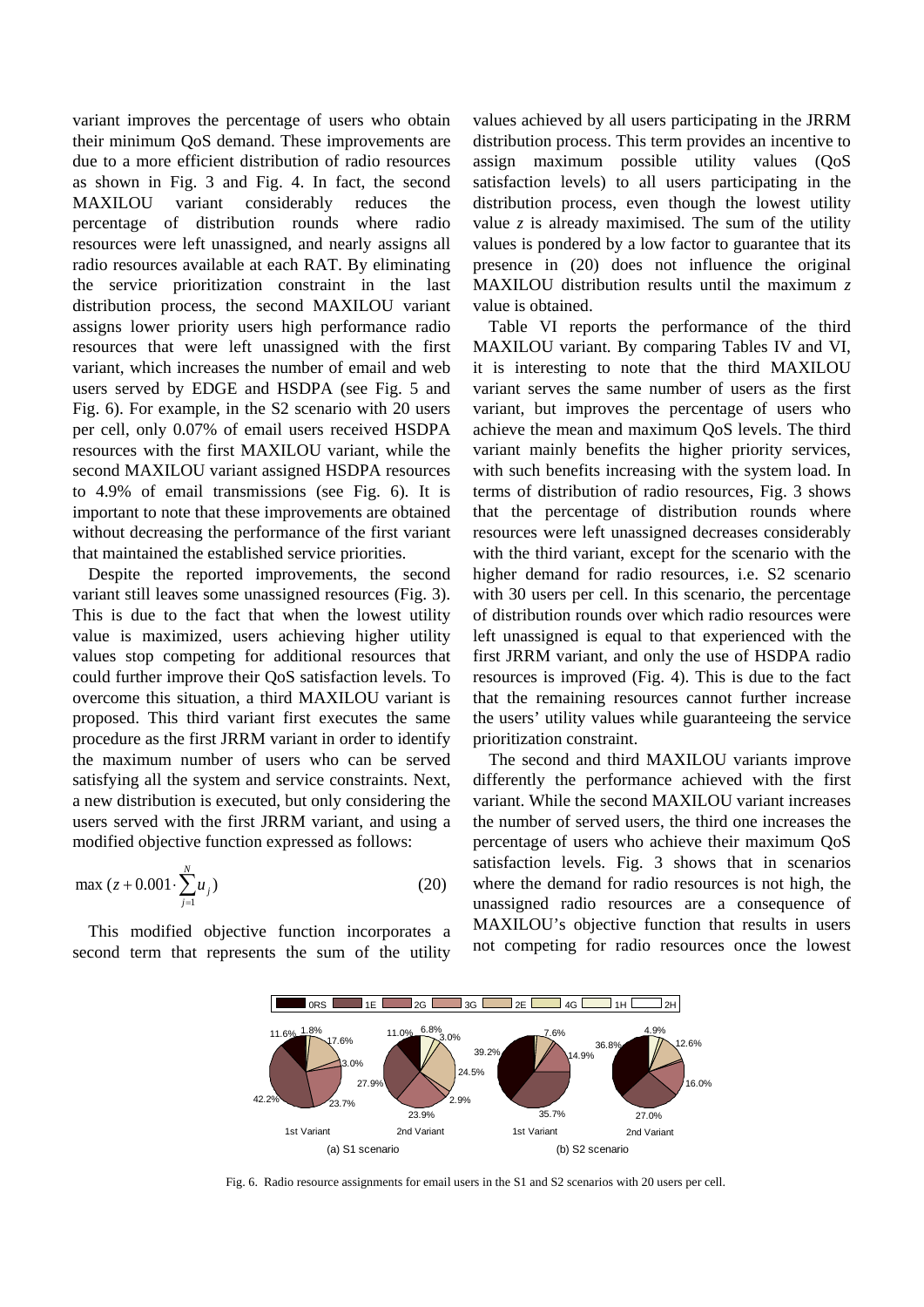variant improves the percentage of users who obtain their minimum QoS demand. These improvements are due to a more efficient distribution of radio resources as shown in Fig. 3 and Fig. 4. In fact, the second MAXILOU variant considerably reduces the percentage of distribution rounds where radio resources were left unassigned, and nearly assigns all radio resources available at each RAT. By eliminating the service prioritization constraint in the last distribution process, the second MAXILOU variant assigns lower priority users high performance radio resources that were left unassigned with the first variant, which increases the number of email and web users served by EDGE and HSDPA (see Fig. 5 and Fig. 6). For example, in the S2 scenario with 20 users per cell, only 0.07% of email users received HSDPA resources with the first MAXILOU variant, while the second MAXILOU variant assigned HSDPA resources to 4.9% of email transmissions (see Fig. 6). It is important to note that these improvements are obtained without decreasing the performance of the first variant that maintained the established service priorities.

Despite the reported improvements, the second variant still leaves some unassigned resources (Fig. 3). This is due to the fact that when the lowest utility value is maximized, users achieving higher utility values stop competing for additional resources that could further improve their QoS satisfaction levels. To overcome this situation, a third MAXILOU variant is proposed. This third variant first executes the same procedure as the first JRRM variant in order to identify the maximum number of users who can be served satisfying all the system and service constraints. Next, a new distribution is executed, but only considering the users served with the first JRRM variant, and using a modified objective function expressed as follows:

$$\max\,(z + 0.001 \cdot \sum_{j=1}^{N} u_j) \tag{20}$$

This modified objective function incorporates a second term that represents the sum of the utility values achieved by all users participating in the JRRM distribution process. This term provides an incentive to assign maximum possible utility values (QoS satisfaction levels) to all users participating in the distribution process, even though the lowest utility value $z$ is already maximised. The sum of the utility values is pondered by a low factor to guarantee that its presence in (20) does not influence the original MAXILOU distribution results until the maximum $z$ value is obtained.

Table VI reports the performance of the third MAXILOU variant. By comparing Tables IV and VI, it is interesting to note that the third MAXILOU variant serves the same number of users as the first variant, but improves the percentage of users who achieve the mean and maximum QoS levels. The third variant mainly benefits the higher priority services, with such benefits increasing with the system load. In terms of distribution of radio resources, Fig. 3 shows that the percentage of distribution rounds where resources were left unassigned decreases considerably with the third variant, except for the scenario with the higher demand for radio resources, i.e. S2 scenario with 30 users per cell. In this scenario, the percentage of distribution rounds over which radio resources were left unassigned is equal to that experienced with the first JRRM variant, and only the use of HSDPA radio resources is improved (Fig. 4). This is due to the fact that the remaining resources cannot further increase the users' utility values while guaranteeing the service prioritization constraint.

The second and third MAXILOU variants improve differently the performance achieved with the first variant. While the second MAXILOU variant increases the number of served users, the third one increases the percentage of users who achieve their maximum QoS satisfaction levels. Fig. 3 shows that in scenarios where the demand for radio resources is not high, the unassigned radio resources are a consequence of MAXILOU's objective function that results in users not competing for radio resources once the lowest

Fig. 6. Radio resource assignments for email users in the S1 and S2 scenarios with 20 users per cell.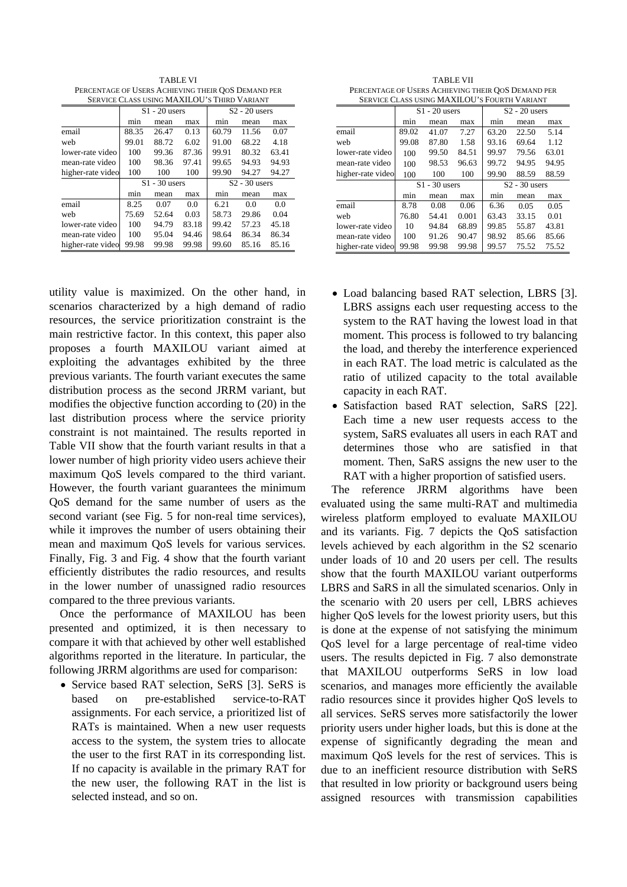TABLE VI
PERCENTAGE OF USERS ACHIEVING THEIR QOS DEMAND PER SERVICE CLASS USING MAXILOU'S THIRD VARIANT

| | S1 - 20 users | | | S2 - 20 users | | |
|---|---|---|---|---|---|---|
| | min | mean | max | min | mean | max |
| email | 88.35 | 26.47 | 0.13 | 60.79 | 11.56 | 0.07 |
| web | 99.01 | 88.72 | 6.02 | 91.00 | 68.22 | 4.18 |
| lower-rate video | 100 | 99.36 | 87.36 | 99.91 | 80.32 | 63.41 |
| mean-rate video | 100 | 98.36 | 97.41 | 99.65 | 94.93 | 94.93 |
| higher-rate video | 100 | 100 | 100 | 99.90 | 94.27 | 94.27 |
| | S1 - 30 users | | | S2 - 30 users | | |
| | min | mean | max | min | mean | max |
| email | 8.25 | 0.07 | 0.0 | 6.21 | 0.0 | 0.0 |
| web | 75.69 | 52.64 | 0.03 | 58.73 | 29.86 | 0.04 |
| lower-rate video | 100 | 94.79 | 83.18 | 99.42 | 57.23 | 45.18 |
| mean-rate video | 100 | 95.04 | 94.46 | 98.64 | 86.34 | 86.34 |
| higher-rate video | 99.98 | 99.98 | 99.98 | 99.60 | 85.16 | 85.16 |

TABLE VII
PERCENTAGE OF USERS ACHIEVING THEIR QOS DEMAND PER SERVICE CLASS USING MAXILOU'S FOURTH VARIANT

| | S1 - 20 users | | | S2 - 20 users | | |
|---|---|---|---|---|---|---|
| | min | mean | max | min | mean | max |
| email | 89.02 | 41.07 | 7.27 | 63.20 | 22.50 | 5.14 |
| web | 99.08 | 87.80 | 1.58 | 93.16 | 69.64 | 1.12 |
| lower-rate video | 100 | 99.50 | 84.51 | 99.97 | 79.56 | 63.01 |
| mean-rate video | 100 | 98.53 | 96.63 | 99.72 | 94.95 | 94.95 |
| higher-rate video | 100 | 100 | 100 | 99.90 | 88.59 | 88.59 |
| | S1 - 30 users | | | S2 - 30 users | | |
| | min | mean | max | min | mean | max |
| email | 8.78 | 0.08 | 0.06 | 6.36 | 0.05 | 0.05 |
| web | 76.80 | 54.41 | 0.001 | 63.43 | 33.15 | 0.01 |
| lower-rate video | 10 | 94.84 | 68.89 | 99.85 | 55.87 | 43.81 |
| mean-rate video | 100 | 91.26 | 90.47 | 98.92 | 85.66 | 85.66 |
| higher-rate video | 99.98 | 99.98 | 99.98 | 99.57 | 75.52 | 75.52 |

utility value is maximized. On the other hand, in scenarios characterized by a high demand of radio resources, the service prioritization constraint is the main restrictive factor. In this context, this paper also proposes a fourth MAXILOU variant aimed at exploiting the advantages exhibited by the three previous variants. The fourth variant executes the same distribution process as the second JRRM variant, but modifies the objective function according to (20) in the last distribution process where the service priority constraint is not maintained. The results reported in Table VII show that the fourth variant results in that a lower number of high priority video users achieve their maximum QoS levels compared to the third variant. However, the fourth variant guarantees the minimum QoS demand for the same number of users as the second variant (see Fig. 5 for non-real time services), while it improves the number of users obtaining their mean and maximum QoS levels for various services. Finally, Fig. 3 and Fig. 4 show that the fourth variant efficiently distributes the radio resources, and results in the lower number of unassigned radio resources compared to the three previous variants.

Once the performance of MAXILOU has been presented and optimized, it is then necessary to compare it with that achieved by other well established algorithms reported in the literature. In particular, the following JRRM algorithms are used for comparison:

- Service based RAT selection, SeRS [3]. SeRS is based on pre-established service-to-RAT assignments. For each service, a prioritized list of RATs is maintained. When a new user requests access to the system, the system tries to allocate the user to the first RAT in its corresponding list. If no capacity is available in the primary RAT for the new user, the following RAT in the list is selected instead, and so on.
- Load balancing based RAT selection, LBRS [3]. LBRS assigns each user requesting access to the system to the RAT having the lowest load in that moment. This process is followed to try balancing the load, and thereby the interference experienced in each RAT. The load metric is calculated as the ratio of utilized capacity to the total available capacity in each RAT.
- Satisfaction based RAT selection, SaRS [22]. Each time a new user requests access to the system, SaRS evaluates all users in each RAT and determines those who are satisfied in that moment. Then, SaRS assigns the new user to the RAT with a higher proportion of satisfied users.

The reference JRRM algorithms have been evaluated using the same multi-RAT and multimedia wireless platform employed to evaluate MAXILOU and its variants. Fig. 7 depicts the QoS satisfaction levels achieved by each algorithm in the S2 scenario under loads of 10 and 20 users per cell. The results show that the fourth MAXILOU variant outperforms LBRS and SaRS in all the simulated scenarios. Only in the scenario with 20 users per cell, LBRS achieves higher QoS levels for the lowest priority users, but this is done at the expense of not satisfying the minimum QoS level for a large percentage of real-time video users. The results depicted in Fig. 7 also demonstrate that MAXILOU outperforms SeRS in low load scenarios, and manages more efficiently the available radio resources since it provides higher QoS levels to all services. SeRS serves more satisfactorily the lower priority users under higher loads, but this is done at the expense of significantly degrading the mean and maximum QoS levels for the rest of services. This is due to an inefficient resource distribution with SeRS that resulted in low priority or background users being assigned resources with transmission capabilities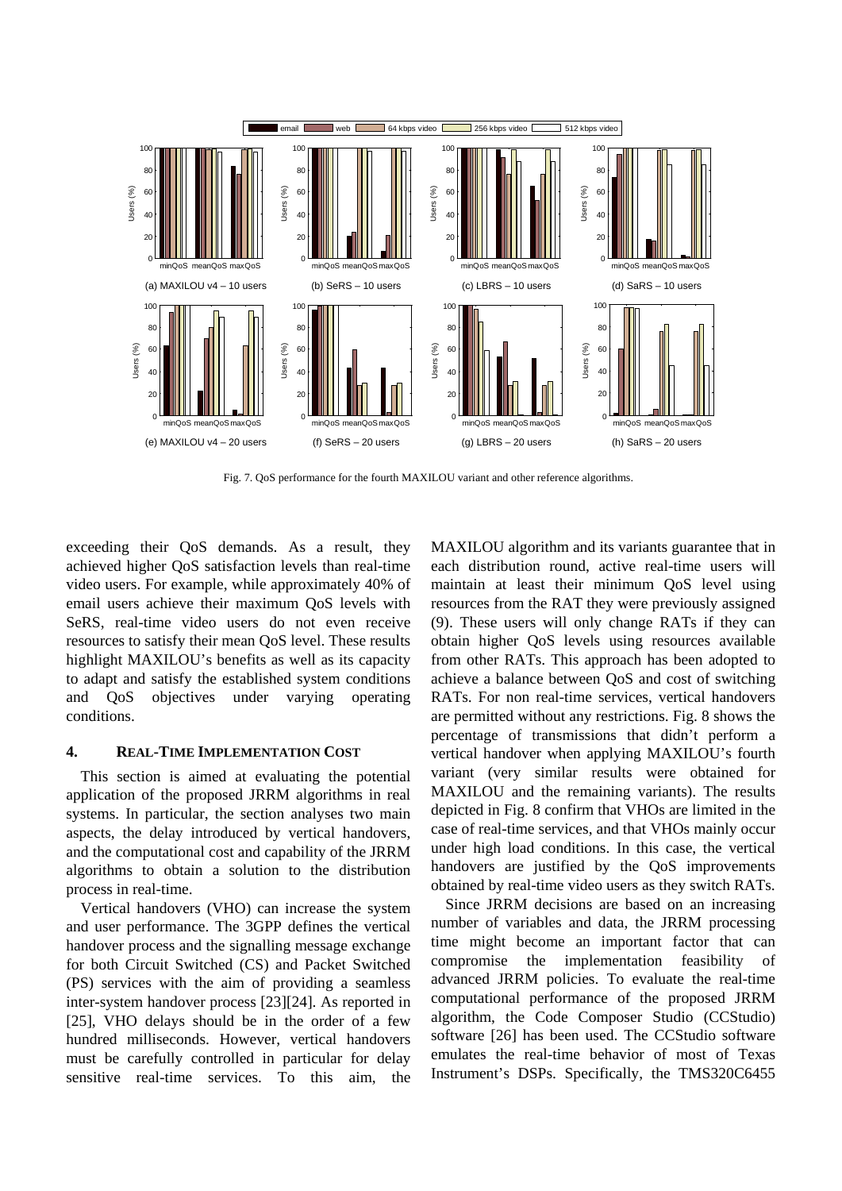email web 64 kbps video 256 kbps video 512 kbps video

Users (%)

0 20 40 60 80 100

minQoS meanQoS maxQoS

(a) MAXILOU v4 – 10 users

(b) SeRS – 10 users

(c) LBRS – 10 users

(d) SaRS – 10 users

(e) MAXILOU v4 – 20 users

(f) SeRS – 20 users

(g) LBRS – 20 users

(h) SaRS – 20 users

Fig. 7. QoS performance for the fourth MAXILOU variant and other reference algorithms.

exceeding their QoS demands. As a result, they achieved higher QoS satisfaction levels than real-time video users. For example, while approximately 40% of email users achieve their maximum QoS levels with SeRS, real-time video users do not even receive resources to satisfy their mean QoS level. These results highlight MAXILOU's benefits as well as its capacity to adapt and satisfy the established system conditions and QoS objectives under varying operating conditions.

## 4. Real-Time Implementation Cost

This section is aimed at evaluating the potential application of the proposed JRRM algorithms in real systems. In particular, the section analyses two main aspects, the delay introduced by vertical handovers, and the computational cost and capability of the JRRM algorithms to obtain a solution to the distribution process in real-time.

Vertical handovers (VHO) can increase the system and user performance. The 3GPP defines the vertical handover process and the signalling message exchange for both Circuit Switched (CS) and Packet Switched (PS) services with the aim of providing a seamless inter-system handover process [23][24]. As reported in [25], VHO delays should be in the order of a few hundred milliseconds. However, vertical handovers must be carefully controlled in particular for delay sensitive real-time services. To this aim, the MAXILOU algorithm and its variants guarantee that in each distribution round, active real-time users will maintain at least their minimum QoS level using resources from the RAT they were previously assigned (9). These users will only change RATs if they can obtain higher QoS levels using resources available from other RATs. This approach has been adopted to achieve a balance between QoS and cost of switching RATs. For non real-time services, vertical handovers are permitted without any restrictions. Fig. 8 shows the percentage of transmissions that didn't perform a vertical handover when applying MAXILOU's fourth variant (very similar results were obtained for MAXILOU and the remaining variants). The results depicted in Fig. 8 confirm that VHOs are limited in the case of real-time services, and that VHOs mainly occur under high load conditions. In this case, the vertical handovers are justified by the QoS improvements obtained by real-time video users as they switch RATs.

Since JRRM decisions are based on an increasing number of variables and data, the JRRM processing time might become an important factor that can compromise the implementation feasibility of advanced JRRM policies. To evaluate the real-time computational performance of the proposed JRRM algorithm, the Code Composer Studio (CCStudio) software [26] has been used. The CCStudio software emulates the real-time behavior of most of Texas Instrument's DSPs. Specifically, the TMS320C6455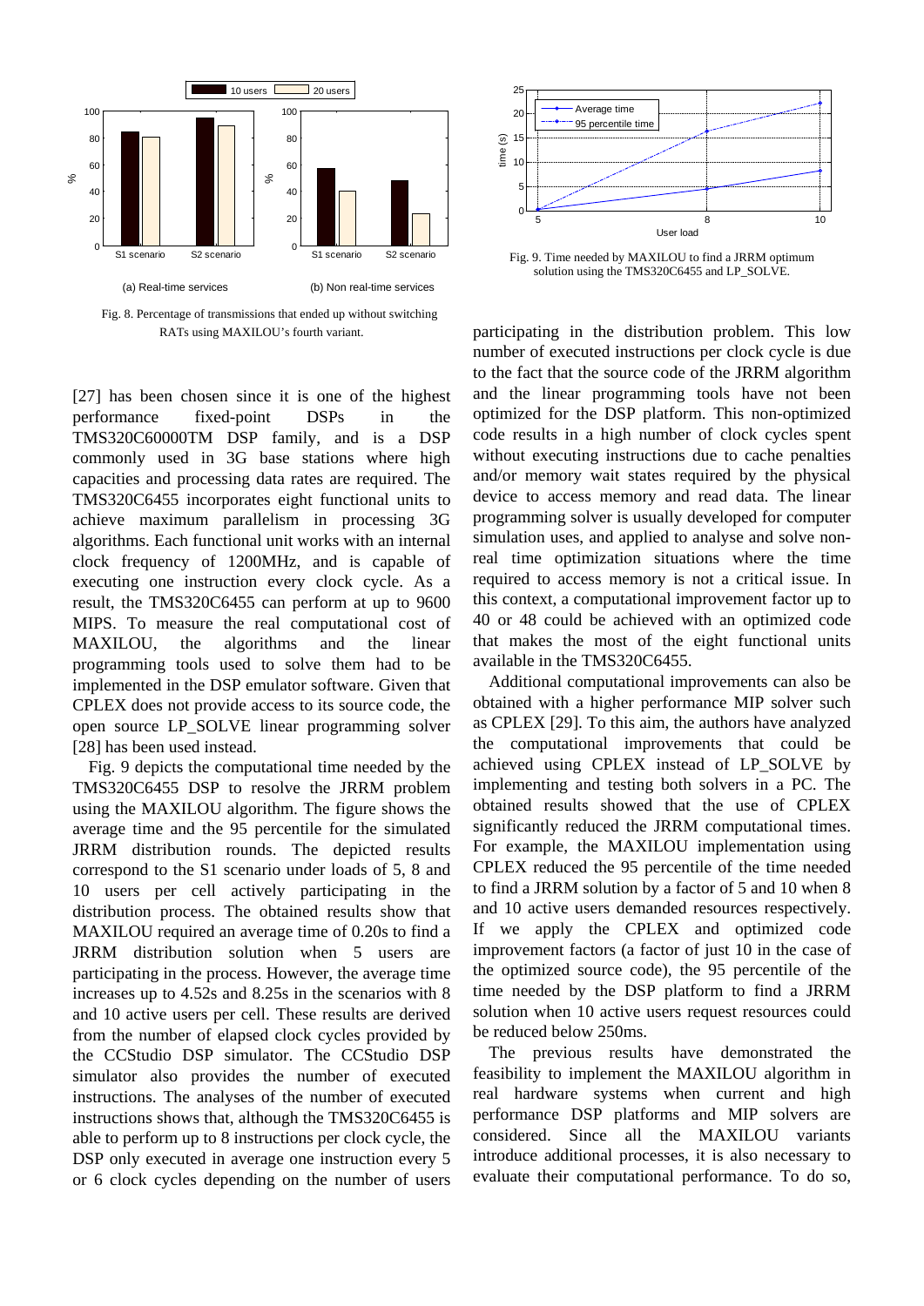10 users
20 users

%

100
80
60
40
20
0

S1 scenario
S2 scenario

(a) Real-time services

%

100
80
60
40
20
0

S1 scenario
S2 scenario

(b) Non real-time services

Fig. 8. Percentage of transmissions that ended up without switching RATs using MAXILOU's fourth variant.

[27] has been chosen since it is one of the highest performance fixed-point DSPs in the TMS320C60000TM DSP family, and is a DSP commonly used in 3G base stations where high capacities and processing data rates are required. The TMS320C6455 incorporates eight functional units to achieve maximum parallelism in processing 3G algorithms. Each functional unit works with an internal clock frequency of 1200MHz, and is capable of executing one instruction every clock cycle. As a result, the TMS320C6455 can perform at up to 9600 MIPS. To measure the real computational cost of MAXILOU, the algorithms and the linear programming tools used to solve them had to be implemented in the DSP emulator software. Given that CPLEX does not provide access to its source code, the open source LP_SOLVE linear programming solver [28] has been used instead.

Fig. 9 depicts the computational time needed by the TMS320C6455 DSP to resolve the JRRM problem using the MAXILOU algorithm. The figure shows the average time and the 95 percentile for the simulated JRRM distribution rounds. The depicted results correspond to the S1 scenario under loads of 5, 8 and 10 users per cell actively participating in the distribution process. The obtained results show that MAXILOU required an average time of 0.20s to find a JRRM distribution solution when 5 users are participating in the process. However, the average time increases up to 4.52s and 8.25s in the scenarios with 8 and 10 active users per cell. These results are derived from the number of elapsed clock cycles provided by the CCStudio DSP simulator. The CCStudio DSP simulator also provides the number of executed instructions. The analyses of the number of executed instructions shows that, although the TMS320C6455 is able to perform up to 8 instructions per clock cycle, the DSP only executed in average one instruction every 5 or 6 clock cycles depending on the number of users

25
20
15
10
5
0

time (s)

Average time
95 percentile time

5
8
10

User load

Fig. 9. Time needed by MAXILOU to find a JRRM optimum solution using the TMS320C6455 and LP_SOLVE.

participating in the distribution problem. This low number of executed instructions per clock cycle is due to the fact that the source code of the JRRM algorithm and the linear programming tools have not been optimized for the DSP platform. This non-optimized code results in a high number of clock cycles spent without executing instructions due to cache penalties and/or memory wait states required by the physical device to access memory and read data. The linear programming solver is usually developed for computer simulation uses, and applied to analyse and solve non-real time optimization situations where the time required to access memory is not a critical issue. In this context, a computational improvement factor up to 40 or 48 could be achieved with an optimized code that makes the most of the eight functional units available in the TMS320C6455.

Additional computational improvements can also be obtained with a higher performance MIP solver such as CPLEX [29]. To this aim, the authors have analyzed the computational improvements that could be achieved using CPLEX instead of LP_SOLVE by implementing and testing both solvers in a PC. The obtained results showed that the use of CPLEX significantly reduced the JRRM computational times. For example, the MAXILOU implementation using CPLEX reduced the 95 percentile of the time needed to find a JRRM solution by a factor of 5 and 10 when 8 and 10 active users demanded resources respectively. If we apply the CPLEX and optimized code improvement factors (a factor of just 10 in the case of the optimized source code), the 95 percentile of the time needed by the DSP platform to find a JRRM solution when 10 active users request resources could be reduced below 250ms.

The previous results have demonstrated the feasibility to implement the MAXILOU algorithm in real hardware systems when current and high performance DSP platforms and MIP solvers are considered. Since all the MAXILOU variants introduce additional processes, it is also necessary to evaluate their computational performance. To do so,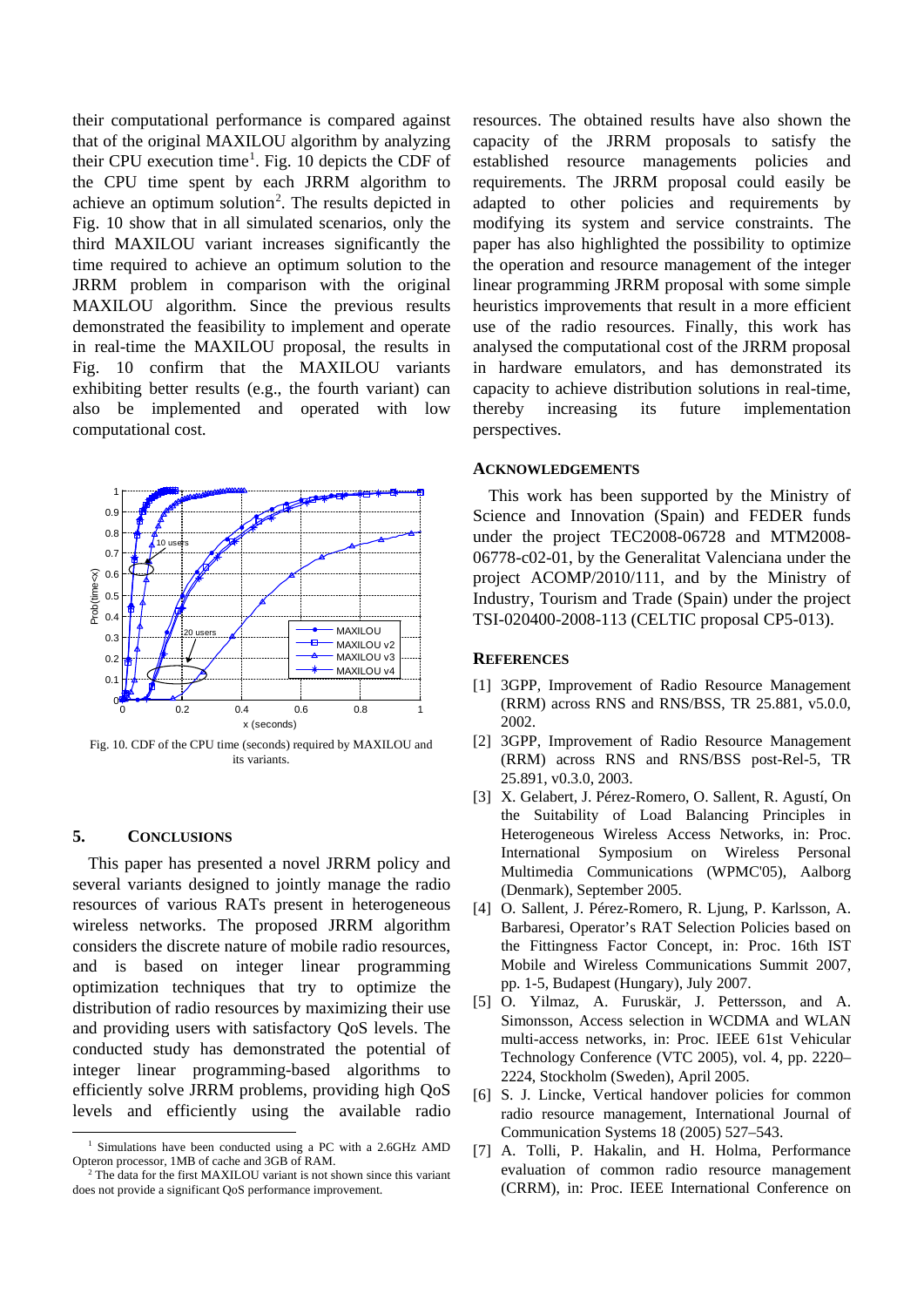their computational performance is compared against that of the original MAXILOU algorithm by analyzing their CPU execution time[1]. Fig. 10 depicts the CDF of the CPU time spent by each JRRM algorithm to achieve an optimum solution[2]. The results depicted in Fig. 10 show that in all simulated scenarios, only the third MAXILOU variant increases significantly the time required to achieve an optimum solution to the JRRM problem in comparison with the original MAXILOU algorithm. Since the previous results demonstrated the feasibility to implement and operate in real-time the MAXILOU proposal, the results in Fig. 10 confirm that the MAXILOU variants exhibiting better results (e.g., the fourth variant) can also be implemented and operated with low computational cost.

Prob(time<x)

x (seconds)

0
0.1
0.2
0.3
0.4
0.5
0.6
0.7
0.8
0.9
1

0
0.2
0.4
0.6
0.8
1

10 users

20 users

MAXILOU
MAXILOU v2
MAXILOU v3
MAXILOU v4

Fig. 10. CDF of the CPU time (seconds) required by MAXILOU and its variants.

## 5. Conclusions

This paper has presented a novel JRRM policy and several variants designed to jointly manage the radio resources of various RATs present in heterogeneous wireless networks. The proposed JRRM algorithm considers the discrete nature of mobile radio resources, and is based on integer linear programming optimization techniques that try to optimize the distribution of radio resources by maximizing their use and providing users with satisfactory QoS levels. The conducted study has demonstrated the potential of integer linear programming-based algorithms to efficiently solve JRRM problems, providing high QoS levels and efficiently using the available radio resources. The obtained results have also shown the capacity of the JRRM proposals to satisfy the established resource managements policies and requirements. The JRRM proposal could easily be adapted to other policies and requirements by modifying its system and service constraints. The paper has also highlighted the possibility to optimize the operation and resource management of the integer linear programming JRRM proposal with some simple heuristics improvements that result in a more efficient use of the radio resources. Finally, this work has analysed the computational cost of the JRRM proposal in hardware emulators, and has demonstrated its capacity to achieve distribution solutions in real-time, thereby increasing its future implementation perspectives.

---

[1] Simulations have been conducted using a PC with a 2.6GHz AMD Opteron processor, 1MB of cache and 3GB of RAM.

[2] The data for the first MAXILOU variant is not shown since this variant does not provide a significant QoS performance improvement.

## Acknowledgements

This work has been supported by the Ministry of Science and Innovation (Spain) and FEDER funds under the project TEC2008-06728 and MTM2008-06778-c02-01, by the Generalitat Valenciana under the project ACOMP/2010/111, and by the Ministry of Industry, Tourism and Trade (Spain) under the project TSI-020400-2008-113 (CELTIC proposal CP5-013).

## References

[1] 3GPP, Improvement of Radio Resource Management (RRM) across RNS and RNS/BSS, TR 25.881, v5.0.0, 2002.

[2] 3GPP, Improvement of Radio Resource Management (RRM) across RNS and RNS/BSS post-Rel-5, TR 25.891, v0.3.0, 2003.

[3] X. Gelabert, J. Pérez-Romero, O. Sallent, R. Agustí, On the Suitability of Load Balancing Principles in Heterogeneous Wireless Access Networks, in: Proc. International Symposium on Wireless Personal Multimedia Communications (WPMC'05), Aalborg (Denmark), September 2005.

[4] O. Sallent, J. Pérez-Romero, R. Ljung, P. Karlsson, A. Barbaresi, Operator's RAT Selection Policies based on the Fittingness Factor Concept, in: Proc. 16th IST Mobile and Wireless Communications Summit 2007, pp. 1-5, Budapest (Hungary), July 2007.

[5] O. Yilmaz, A. Furuskär, J. Pettersson, and A. Simonsson, Access selection in WCDMA and WLAN multi-access networks, in: Proc. IEEE 61st Vehicular Technology Conference (VTC 2005), vol. 4, pp. 2220–2224, Stockholm (Sweden), April 2005.

[6] S. J. Lincke, Vertical handover policies for common radio resource management, International Journal of Communication Systems 18 (2005) 527–543.

[7] A. Tolli, P. Hakalin, and H. Holma, Performance evaluation of common radio resource management (CRRM), in: Proc. IEEE International Conference on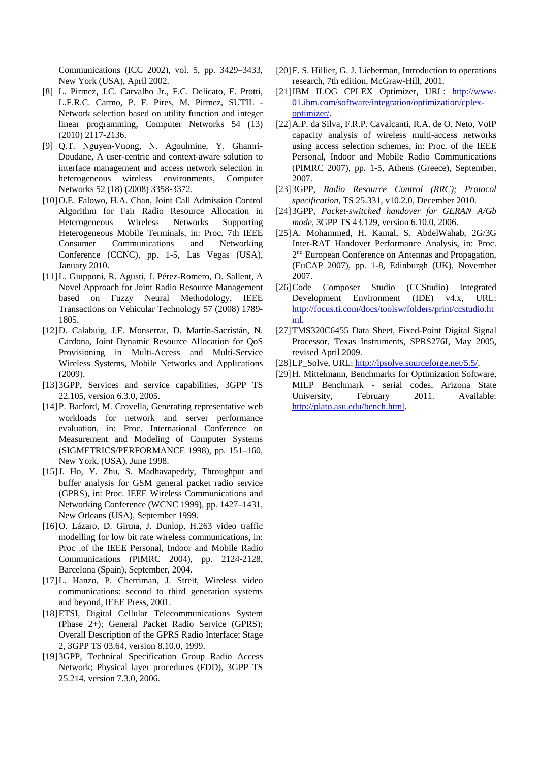Communications (ICC 2002), vol. 5, pp. 3429–3433, New York (USA), April 2002.

[8] L. Pirmez, J.C. Carvalho Jr., F.C. Delicato, F. Protti, L.F.R.C. Carmo, P. F. Pires, M. Pirmez, SUTIL - Network selection based on utility function and integer linear programming, Computer Networks 54 (13) (2010) 2117-2136.

[9] Q.T. Nguyen-Vuong, N. Agoulmine, Y. Ghamri-Doudane, A user-centric and context-aware solution to interface management and access network selection in heterogeneous wireless environments, Computer Networks 52 (18) (2008) 3358-3372.

[10] O.E. Falowo, H.A. Chan, Joint Call Admission Control Algorithm for Fair Radio Resource Allocation in Heterogeneous Wireless Networks Supporting Heterogeneous Mobile Terminals, in: Proc. 7th IEEE Consumer Communications and Networking Conference (CCNC), pp. 1-5, Las Vegas (USA), January 2010.

[11] L. Giupponi, R. Agusti, J. Pérez-Romero, O. Sallent, A Novel Approach for Joint Radio Resource Management based on Fuzzy Neural Methodology, IEEE Transactions on Vehicular Technology 57 (2008) 1789-1805.

[12] D. Calabuig, J.F. Monserrat, D. Martín-Sacristán, N. Cardona, Joint Dynamic Resource Allocation for QoS Provisioning in Multi-Access and Multi-Service Wireless Systems, Mobile Networks and Applications (2009).

[13] 3GPP, Services and service capabilities, 3GPP TS 22.105, version 6.3.0, 2005.

[14] P. Barford, M. Crovella, Generating representative web workloads for network and server performance evaluation, in: Proc. International Conference on Measurement and Modeling of Computer Systems (SIGMETRICS/PERFORMANCE 1998), pp. 151–160, New York, (USA), June 1998.

[15] J. Ho, Y. Zhu, S. Madhavapeddy, Throughput and buffer analysis for GSM general packet radio service (GPRS), in: Proc. IEEE Wireless Communications and Networking Conference (WCNC 1999), pp. 1427–1431, New Orleans (USA), September 1999.

[16] O. Lázaro, D. Girma, J. Dunlop, H.263 video traffic modelling for low bit rate wireless communications, in: Proc .of the IEEE Personal, Indoor and Mobile Radio Communications (PIMRC 2004), pp. 2124-2128, Barcelona (Spain), September, 2004.

[17] L. Hanzo, P. Cherriman, J. Streit, Wireless video communications: second to third generation systems and beyond, IEEE Press, 2001.

[18] ETSI, Digital Cellular Telecommunications System (Phase 2+); General Packet Radio Service (GPRS); Overall Description of the GPRS Radio Interface; Stage 2, 3GPP TS 03.64, version 8.10.0, 1999.

[19] 3GPP, Technical Specification Group Radio Access Network; Physical layer procedures (FDD), 3GPP TS 25.214, version 7.3.0, 2006.

[20] F. S. Hillier, G. J. Lieberman, Introduction to operations research, 7th edition, McGraw-Hill, 2001.

[21] IBM ILOG CPLEX Optimizer, URL: http://www-01.ibm.com/software/integration/optimization/cplex-optimizer/.

[22] A.P. da Silva, F.R.P. Cavalcanti, R.A. de O. Neto, VoIP capacity analysis of wireless multi-access networks using access selection schemes, in: Proc. of the IEEE Personal, Indoor and Mobile Radio Communications (PIMRC 2007), pp. 1-5, Athens (Greece), September, 2007.

[23] 3GPP, *Radio Resource Control (RRC); Protocol specification*, TS 25.331, v10.2.0, December 2010.

[24] 3GPP, *Packet-switched handover for GERAN A/Gb mode*, 3GPP TS 43.129, version 6.10.0, 2006.

[25] A. Mohammed, H. Kamal, S. AbdelWahab, 2G/3G Inter-RAT Handover Performance Analysis, in: Proc. 2nd European Conference on Antennas and Propagation, (EuCAP 2007), pp. 1-8, Edinburgh (UK), November 2007.

[26] Code Composer Studio (CCStudio) Integrated Development Environment (IDE) v4.x, URL: http://focus.ti.com/docs/toolsw/folders/print/ccstudio.html.

[27] TMS320C6455 Data Sheet, Fixed-Point Digital Signal Processor, Texas Instruments, SPRS276I, May 2005, revised April 2009.

[28] LP_Solve, URL: http://lpsolve.sourceforge.net/5.5/.

[29] H. Mittelmann, Benchmarks for Optimization Software, MILP Benchmark - serial codes, Arizona State University, February 2011. Available: http://plato.asu.edu/bench.html.